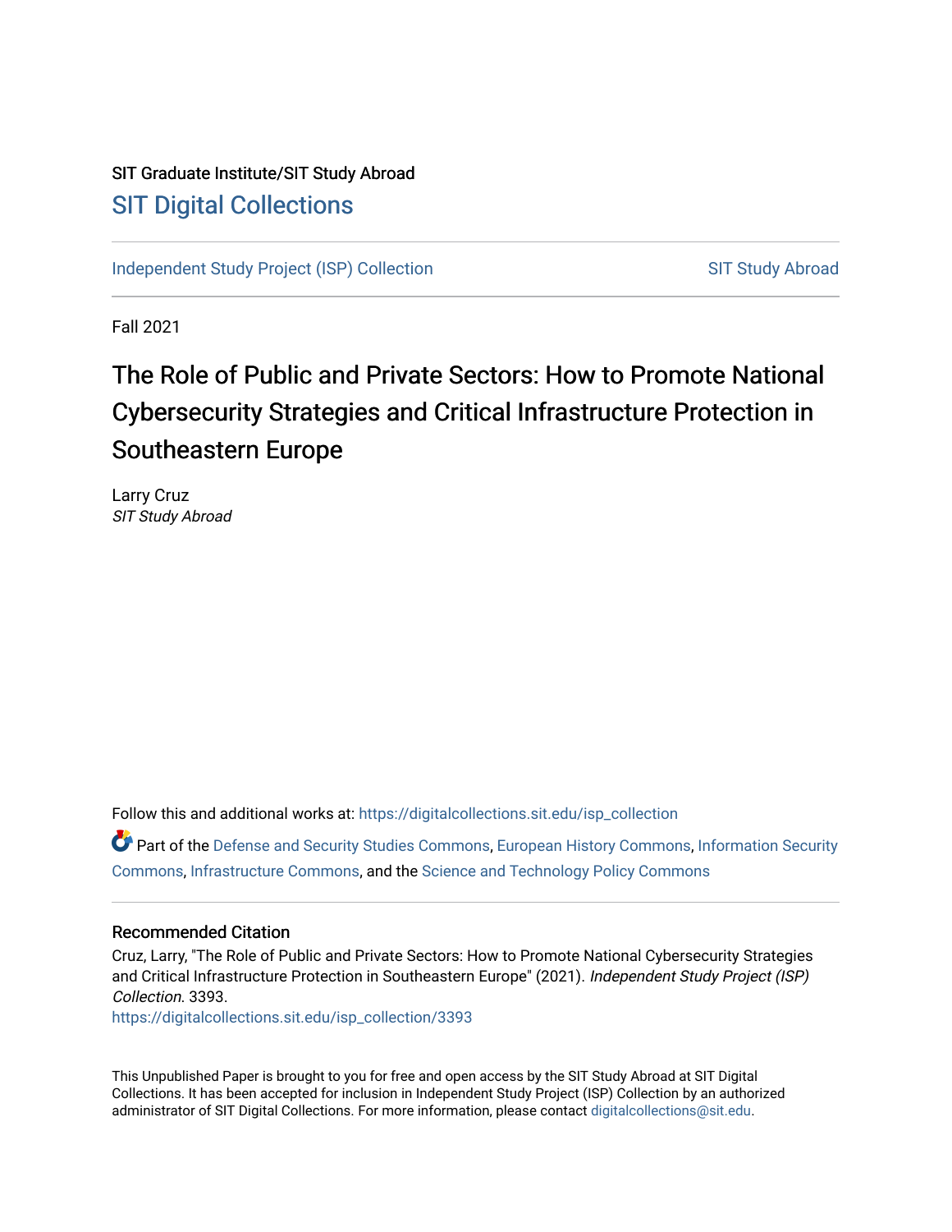SIT Graduate Institute/SIT Study Abroad

# SIT Digital Collections

Independent Study Project (ISP) Collection | SIT Study Abroad

Fall 2021

# The Role of Public and Private Sectors: How to Promote National Cybersecurity Strategies and Critical Infrastructure Protection in Southeastern Europe

Larry Cruz
*SIT Study Abroad*

Follow this and additional works at: https://digitalcollections.sit.edu/isp_collection

Part of the Defense and Security Studies Commons, European History Commons, Information Security Commons, Infrastructure Commons, and the Science and Technology Policy Commons

## Recommended Citation

Cruz, Larry, "The Role of Public and Private Sectors: How to Promote National Cybersecurity Strategies and Critical Infrastructure Protection in Southeastern Europe" (2021). *Independent Study Project (ISP) Collection*. 3393.
https://digitalcollections.sit.edu/isp_collection/3393

This Unpublished Paper is brought to you for free and open access by the SIT Study Abroad at SIT Digital Collections. It has been accepted for inclusion in Independent Study Project (ISP) Collection by an authorized administrator of SIT Digital Collections. For more information, please contact digitalcollections@sit.edu.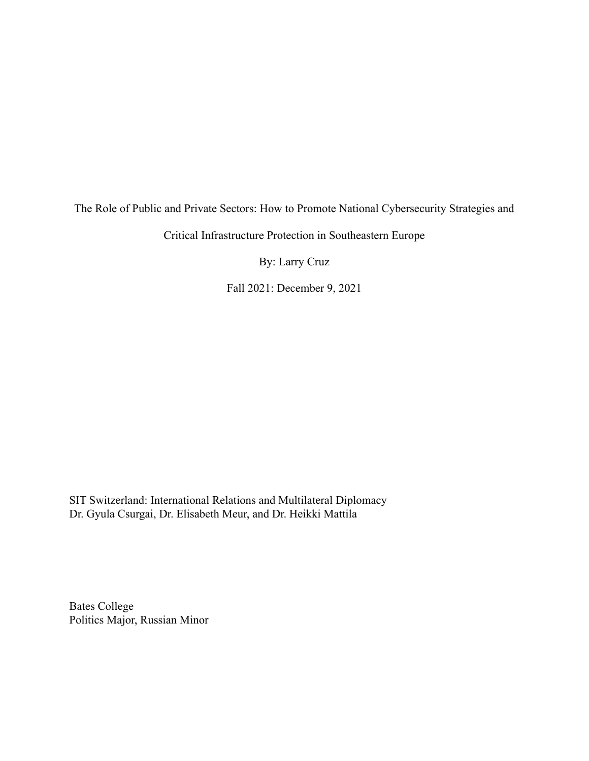# The Role of Public and Private Sectors: How to Promote National Cybersecurity Strategies and Critical Infrastructure Protection in Southeastern Europe

By: Larry Cruz

Fall 2021: December 9, 2021

SIT Switzerland: International Relations and Multilateral Diplomacy
Dr. Gyula Csurgai, Dr. Elisabeth Meur, and Dr. Heikki Mattila

Bates College
Politics Major, Russian Minor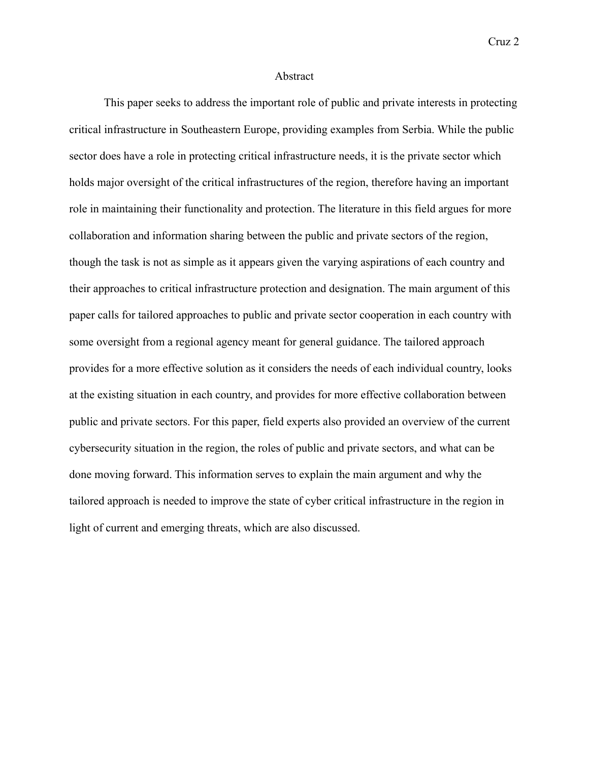# Abstract

This paper seeks to address the important role of public and private interests in protecting critical infrastructure in Southeastern Europe, providing examples from Serbia. While the public sector does have a role in protecting critical infrastructure needs, it is the private sector which holds major oversight of the critical infrastructures of the region, therefore having an important role in maintaining their functionality and protection. The literature in this field argues for more collaboration and information sharing between the public and private sectors of the region, though the task is not as simple as it appears given the varying aspirations of each country and their approaches to critical infrastructure protection and designation. The main argument of this paper calls for tailored approaches to public and private sector cooperation in each country with some oversight from a regional agency meant for general guidance. The tailored approach provides for a more effective solution as it considers the needs of each individual country, looks at the existing situation in each country, and provides for more effective collaboration between public and private sectors. For this paper, field experts also provided an overview of the current cybersecurity situation in the region, the roles of public and private sectors, and what can be done moving forward. This information serves to explain the main argument and why the tailored approach is needed to improve the state of cyber critical infrastructure in the region in light of current and emerging threats, which are also discussed.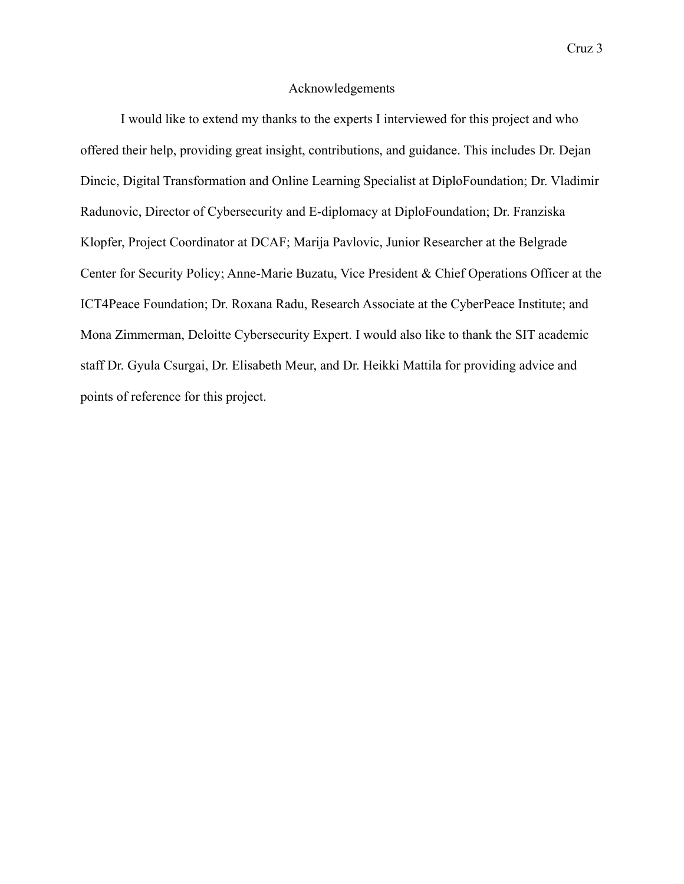# Acknowledgements

I would like to extend my thanks to the experts I interviewed for this project and who offered their help, providing great insight, contributions, and guidance. This includes Dr. Dejan Dincic, Digital Transformation and Online Learning Specialist at DiploFoundation; Dr. Vladimir Radunovic, Director of Cybersecurity and E-diplomacy at DiploFoundation; Dr. Franziska Klopfer, Project Coordinator at DCAF; Marija Pavlovic, Junior Researcher at the Belgrade Center for Security Policy; Anne-Marie Buzatu, Vice President & Chief Operations Officer at the ICT4Peace Foundation; Dr. Roxana Radu, Research Associate at the CyberPeace Institute; and Mona Zimmerman, Deloitte Cybersecurity Expert. I would also like to thank the SIT academic staff Dr. Gyula Csurgai, Dr. Elisabeth Meur, and Dr. Heikki Mattila for providing advice and points of reference for this project.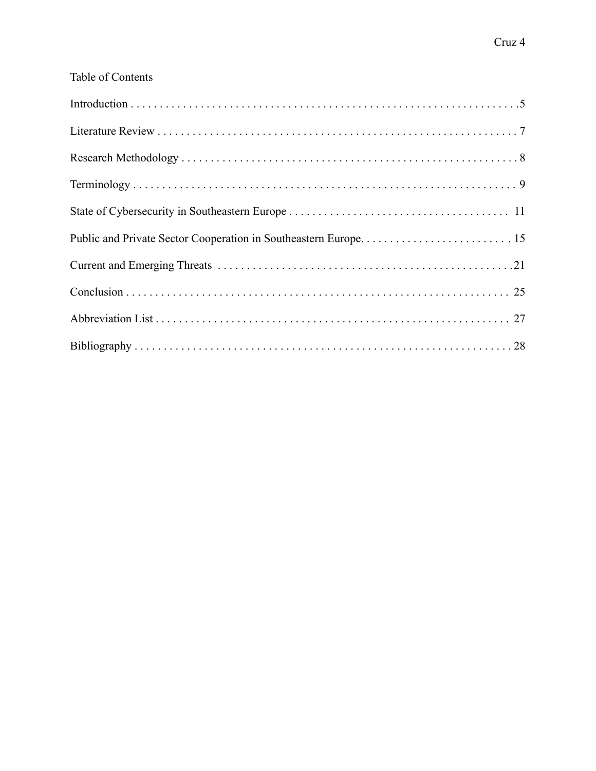Table of Contents

Introduction . . . . . . . . . . . . . . . . . . . . . . . . . . . . . . . . . . . . . . . . . . . . . . . . . . . . . . . . . . . . . . . . 5

Literature Review . . . . . . . . . . . . . . . . . . . . . . . . . . . . . . . . . . . . . . . . . . . . . . . . . . . . . . . . . . . . . 7

Research Methodology . . . . . . . . . . . . . . . . . . . . . . . . . . . . . . . . . . . . . . . . . . . . . . . . . . . . . . . . . 8

Terminology . . . . . . . . . . . . . . . . . . . . . . . . . . . . . . . . . . . . . . . . . . . . . . . . . . . . . . . . . . . . . . . . 9

State of Cybersecurity in Southeastern Europe . . . . . . . . . . . . . . . . . . . . . . . . . . . . . . . . . . . . . 11

Public and Private Sector Cooperation in Southeastern Europe. . . . . . . . . . . . . . . . . . . . . . . . . . 15

Current and Emerging Threats . . . . . . . . . . . . . . . . . . . . . . . . . . . . . . . . . . . . . . . . . . . . . . . . . . . 21

Conclusion . . . . . . . . . . . . . . . . . . . . . . . . . . . . . . . . . . . . . . . . . . . . . . . . . . . . . . . . . . . . . . . . 25

Abbreviation List . . . . . . . . . . . . . . . . . . . . . . . . . . . . . . . . . . . . . . . . . . . . . . . . . . . . . . . . . . . . 27

Bibliography . . . . . . . . . . . . . . . . . . . . . . . . . . . . . . . . . . . . . . . . . . . . . . . . . . . . . . . . . . . . . . . 28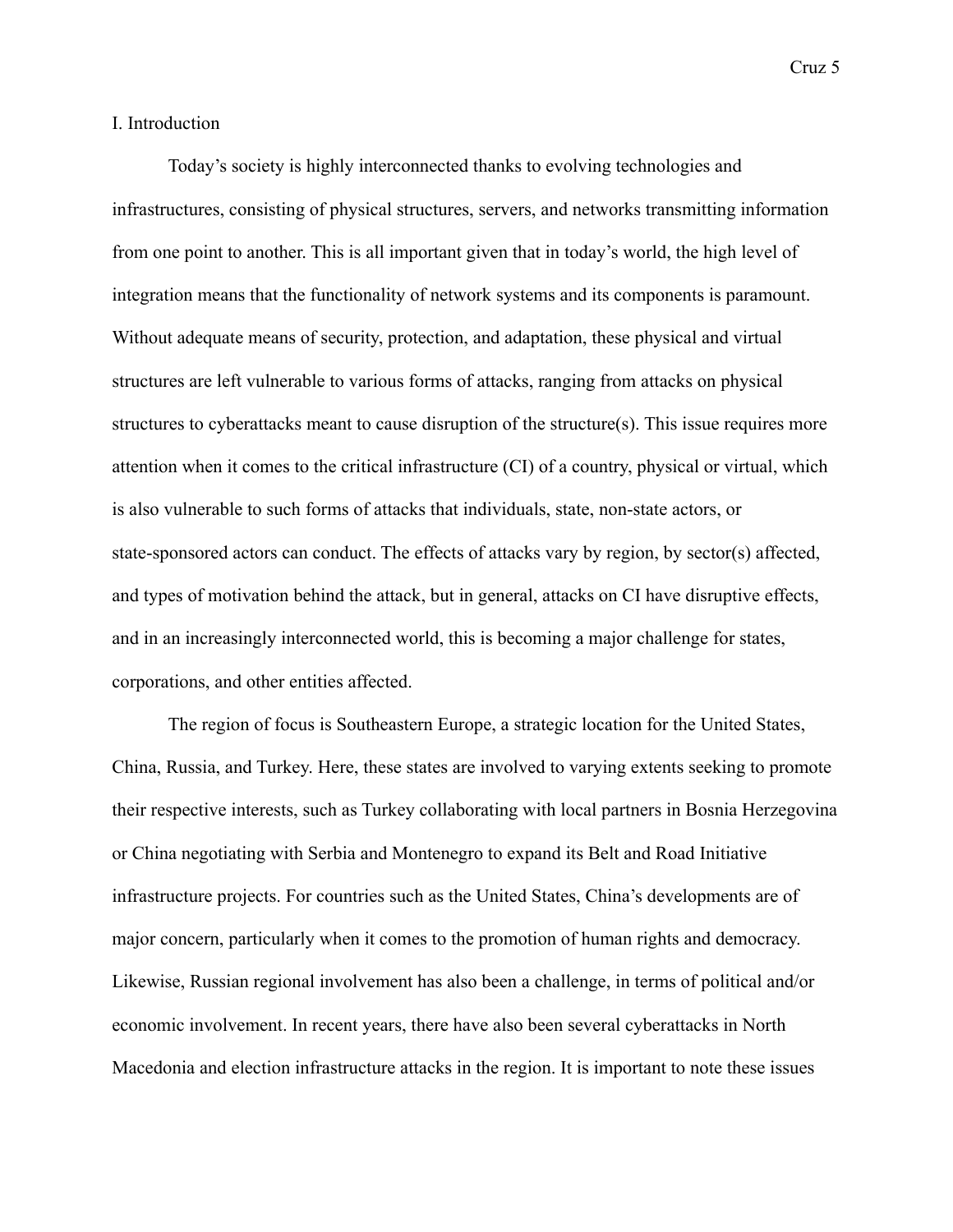# I. Introduction

Today's society is highly interconnected thanks to evolving technologies and infrastructures, consisting of physical structures, servers, and networks transmitting information from one point to another. This is all important given that in today's world, the high level of integration means that the functionality of network systems and its components is paramount. Without adequate means of security, protection, and adaptation, these physical and virtual structures are left vulnerable to various forms of attacks, ranging from attacks on physical structures to cyberattacks meant to cause disruption of the structure(s). This issue requires more attention when it comes to the critical infrastructure (CI) of a country, physical or virtual, which is also vulnerable to such forms of attacks that individuals, state, non-state actors, or state-sponsored actors can conduct. The effects of attacks vary by region, by sector(s) affected, and types of motivation behind the attack, but in general, attacks on CI have disruptive effects, and in an increasingly interconnected world, this is becoming a major challenge for states, corporations, and other entities affected.

The region of focus is Southeastern Europe, a strategic location for the United States, China, Russia, and Turkey. Here, these states are involved to varying extents seeking to promote their respective interests, such as Turkey collaborating with local partners in Bosnia Herzegovina or China negotiating with Serbia and Montenegro to expand its Belt and Road Initiative infrastructure projects. For countries such as the United States, China's developments are of major concern, particularly when it comes to the promotion of human rights and democracy. Likewise, Russian regional involvement has also been a challenge, in terms of political and/or economic involvement. In recent years, there have also been several cyberattacks in North Macedonia and election infrastructure attacks in the region. It is important to note these issues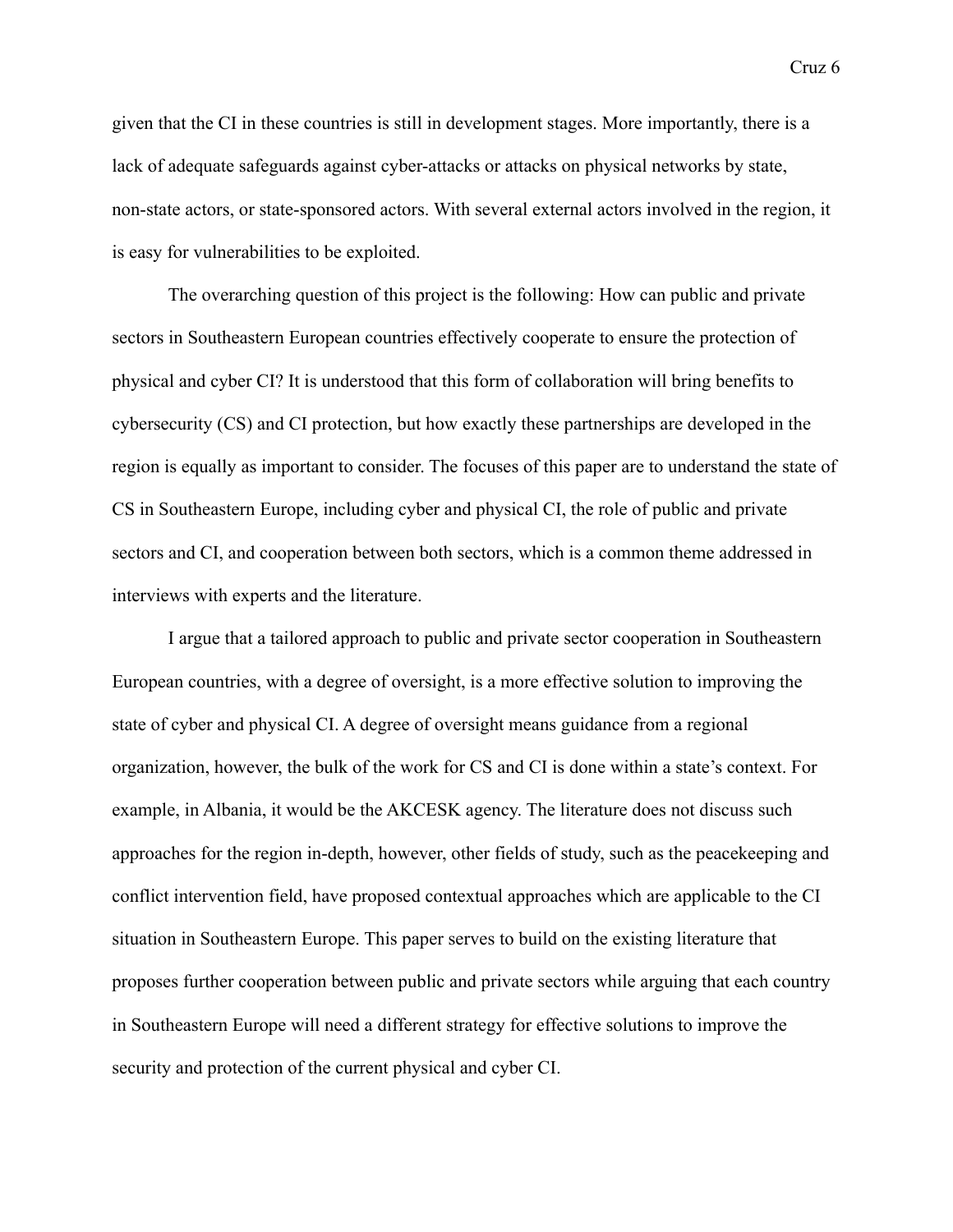given that the CI in these countries is still in development stages. More importantly, there is a lack of adequate safeguards against cyber-attacks or attacks on physical networks by state, non-state actors, or state-sponsored actors. With several external actors involved in the region, it is easy for vulnerabilities to be exploited.

The overarching question of this project is the following: How can public and private sectors in Southeastern European countries effectively cooperate to ensure the protection of physical and cyber CI? It is understood that this form of collaboration will bring benefits to cybersecurity (CS) and CI protection, but how exactly these partnerships are developed in the region is equally as important to consider. The focuses of this paper are to understand the state of CS in Southeastern Europe, including cyber and physical CI, the role of public and private sectors and CI, and cooperation between both sectors, which is a common theme addressed in interviews with experts and the literature.

I argue that a tailored approach to public and private sector cooperation in Southeastern European countries, with a degree of oversight, is a more effective solution to improving the state of cyber and physical CI. A degree of oversight means guidance from a regional organization, however, the bulk of the work for CS and CI is done within a state's context. For example, in Albania, it would be the AKCESK agency. The literature does not discuss such approaches for the region in-depth, however, other fields of study, such as the peacekeeping and conflict intervention field, have proposed contextual approaches which are applicable to the CI situation in Southeastern Europe. This paper serves to build on the existing literature that proposes further cooperation between public and private sectors while arguing that each country in Southeastern Europe will need a different strategy for effective solutions to improve the security and protection of the current physical and cyber CI.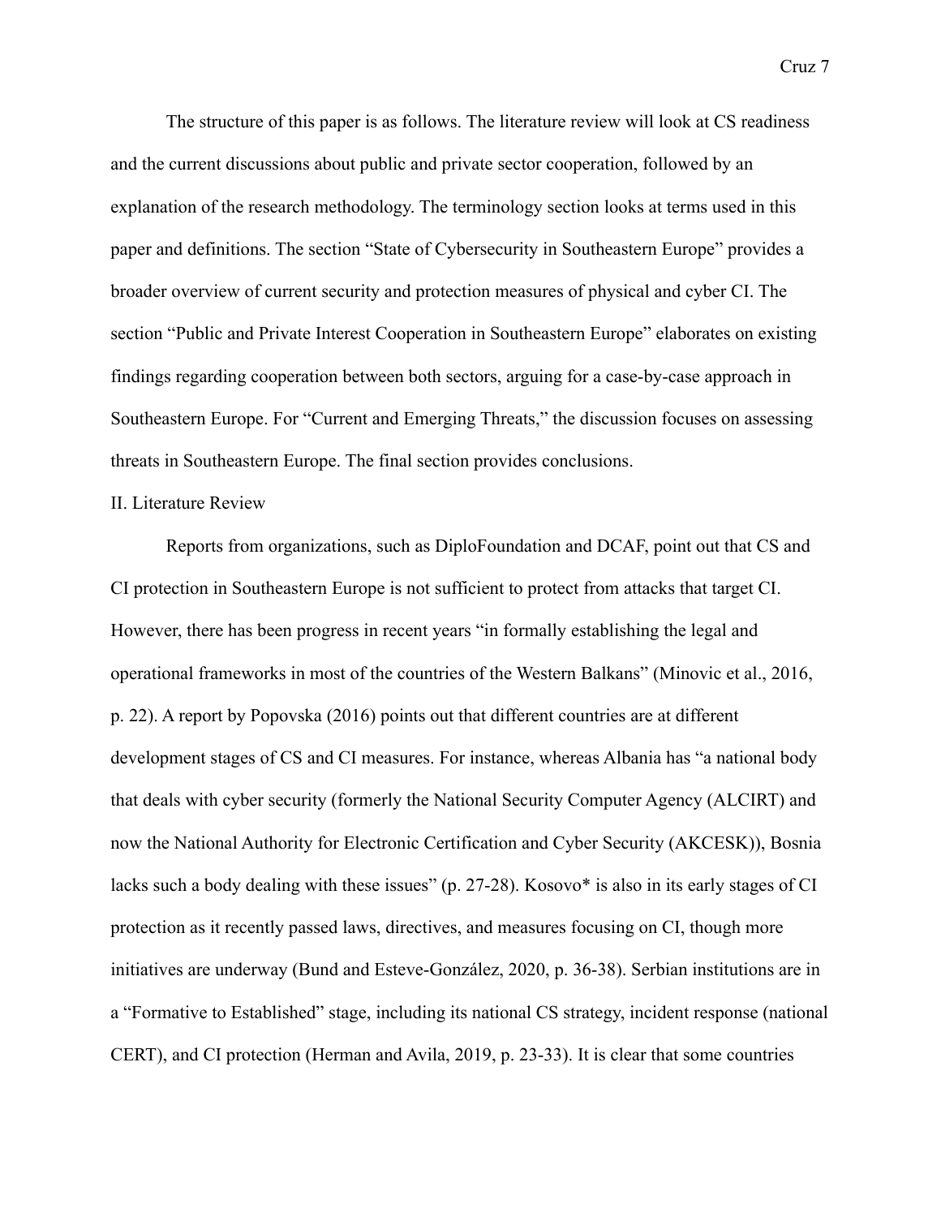The structure of this paper is as follows. The literature review will look at CS readiness and the current discussions about public and private sector cooperation, followed by an explanation of the research methodology. The terminology section looks at terms used in this paper and definitions. The section "State of Cybersecurity in Southeastern Europe" provides a broader overview of current security and protection measures of physical and cyber CI. The section "Public and Private Interest Cooperation in Southeastern Europe" elaborates on existing findings regarding cooperation between both sectors, arguing for a case-by-case approach in Southeastern Europe. For "Current and Emerging Threats," the discussion focuses on assessing threats in Southeastern Europe. The final section provides conclusions.

## II. Literature Review

Reports from organizations, such as DiploFoundation and DCAF, point out that CS and CI protection in Southeastern Europe is not sufficient to protect from attacks that target CI. However, there has been progress in recent years "in formally establishing the legal and operational frameworks in most of the countries of the Western Balkans" (Minovic et al., 2016, p. 22). A report by Popovska (2016) points out that different countries are at different development stages of CS and CI measures. For instance, whereas Albania has "a national body that deals with cyber security (formerly the National Security Computer Agency (ALCIRT) and now the National Authority for Electronic Certification and Cyber Security (AKCESK)), Bosnia lacks such a body dealing with these issues" (p. 27-28). Kosovo* is also in its early stages of CI protection as it recently passed laws, directives, and measures focusing on CI, though more initiatives are underway (Bund and Esteve-González, 2020, p. 36-38). Serbian institutions are in a "Formative to Established" stage, including its national CS strategy, incident response (national CERT), and CI protection (Herman and Avila, 2019, p. 23-33). It is clear that some countries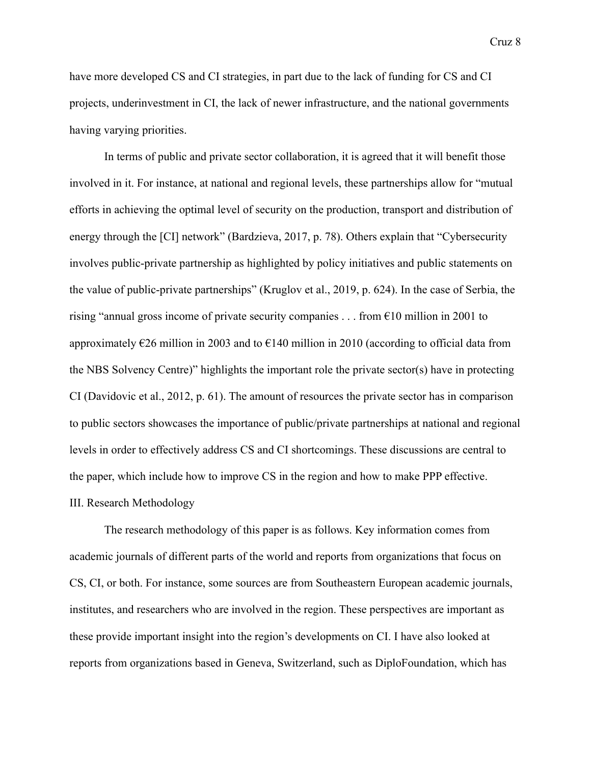have more developed CS and CI strategies, in part due to the lack of funding for CS and CI projects, underinvestment in CI, the lack of newer infrastructure, and the national governments having varying priorities.

In terms of public and private sector collaboration, it is agreed that it will benefit those involved in it. For instance, at national and regional levels, these partnerships allow for "mutual efforts in achieving the optimal level of security on the production, transport and distribution of energy through the [CI] network" (Bardzieva, 2017, p. 78). Others explain that "Cybersecurity involves public-private partnership as highlighted by policy initiatives and public statements on the value of public-private partnerships" (Kruglov et al., 2019, p. 624). In the case of Serbia, the rising "annual gross income of private security companies . . . from €10 million in 2001 to approximately €26 million in 2003 and to €140 million in 2010 (according to official data from the NBS Solvency Centre)" highlights the important role the private sector(s) have in protecting CI (Davidovic et al., 2012, p. 61). The amount of resources the private sector has in comparison to public sectors showcases the importance of public/private partnerships at national and regional levels in order to effectively address CS and CI shortcomings. These discussions are central to the paper, which include how to improve CS in the region and how to make PPP effective.

## III. Research Methodology

The research methodology of this paper is as follows. Key information comes from academic journals of different parts of the world and reports from organizations that focus on CS, CI, or both. For instance, some sources are from Southeastern European academic journals, institutes, and researchers who are involved in the region. These perspectives are important as these provide important insight into the region's developments on CI. I have also looked at reports from organizations based in Geneva, Switzerland, such as DiploFoundation, which has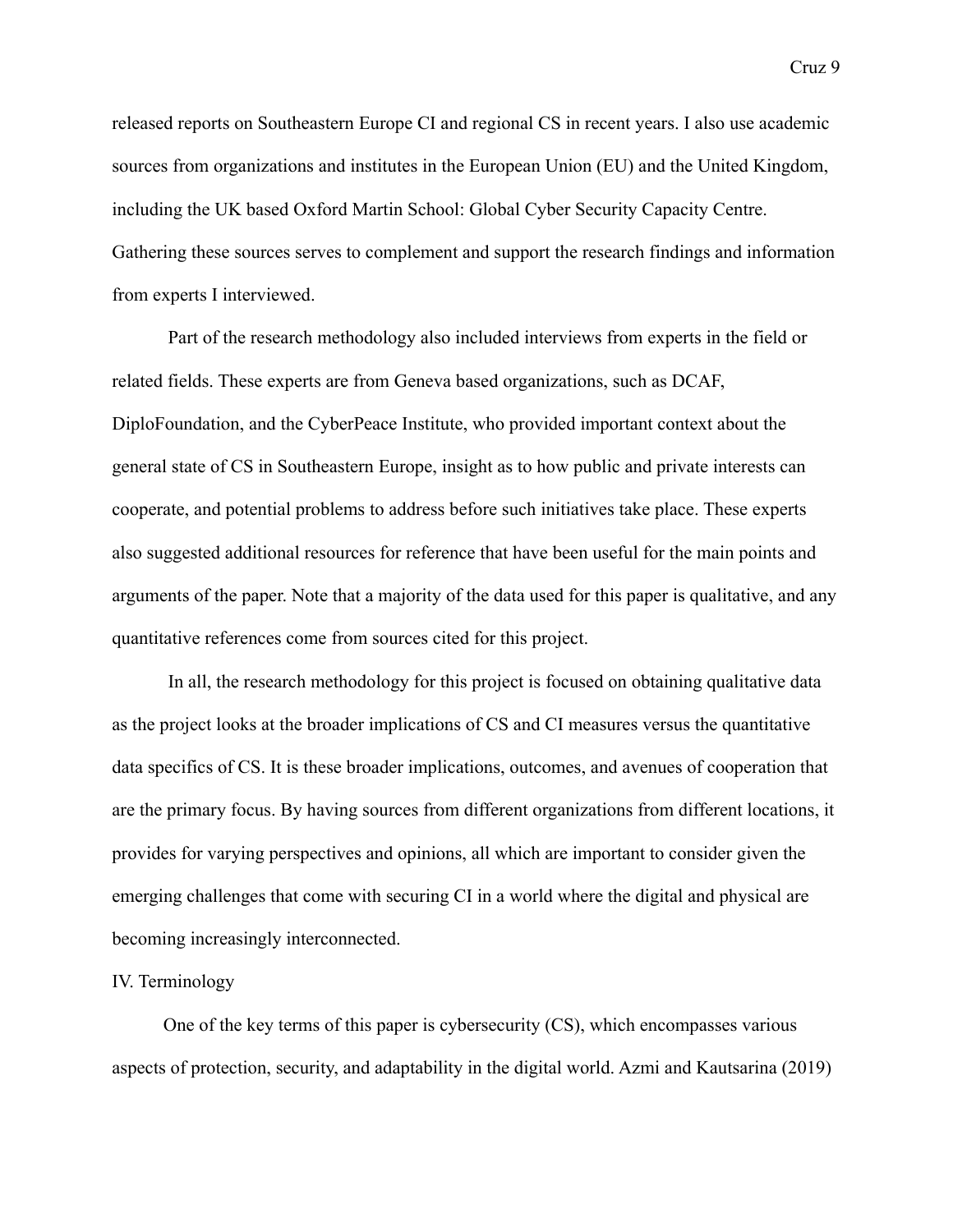released reports on Southeastern Europe CI and regional CS in recent years. I also use academic sources from organizations and institutes in the European Union (EU) and the United Kingdom, including the UK based Oxford Martin School: Global Cyber Security Capacity Centre. Gathering these sources serves to complement and support the research findings and information from experts I interviewed.

Part of the research methodology also included interviews from experts in the field or related fields. These experts are from Geneva based organizations, such as DCAF, DiploFoundation, and the CyberPeace Institute, who provided important context about the general state of CS in Southeastern Europe, insight as to how public and private interests can cooperate, and potential problems to address before such initiatives take place. These experts also suggested additional resources for reference that have been useful for the main points and arguments of the paper. Note that a majority of the data used for this paper is qualitative, and any quantitative references come from sources cited for this project.

In all, the research methodology for this project is focused on obtaining qualitative data as the project looks at the broader implications of CS and CI measures versus the quantitative data specifics of CS. It is these broader implications, outcomes, and avenues of cooperation that are the primary focus. By having sources from different organizations from different locations, it provides for varying perspectives and opinions, all which are important to consider given the emerging challenges that come with securing CI in a world where the digital and physical are becoming increasingly interconnected.

## IV. Terminology

One of the key terms of this paper is cybersecurity (CS), which encompasses various aspects of protection, security, and adaptability in the digital world. Azmi and Kautsarina (2019)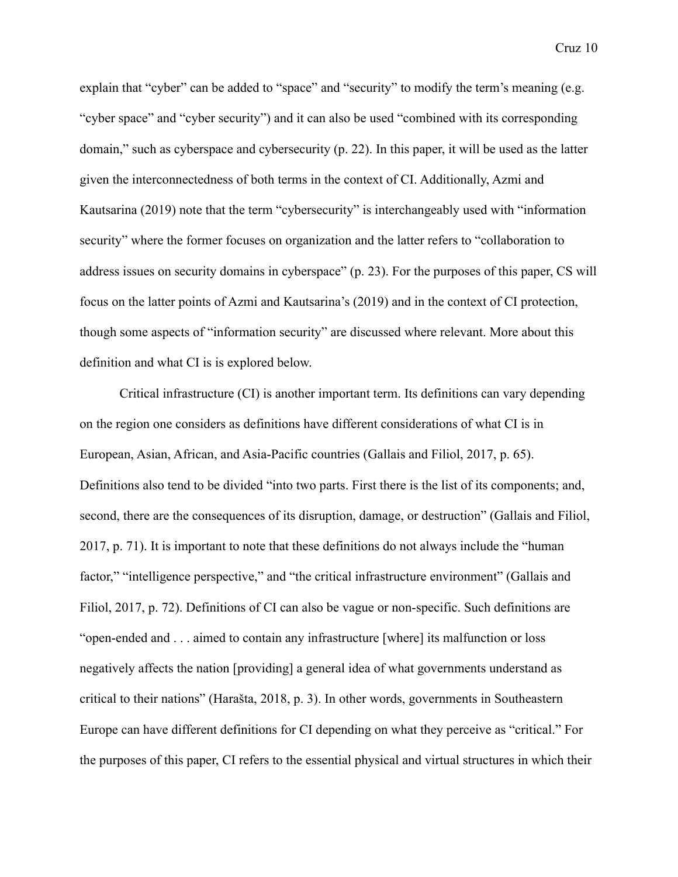explain that “cyber” can be added to “space” and “security” to modify the term’s meaning (e.g. “cyber space” and “cyber security”) and it can also be used “combined with its corresponding domain,” such as cyberspace and cybersecurity (p. 22). In this paper, it will be used as the latter given the interconnectedness of both terms in the context of CI. Additionally, Azmi and Kautsarina (2019) note that the term “cybersecurity” is interchangeably used with “information security” where the former focuses on organization and the latter refers to “collaboration to address issues on security domains in cyberspace” (p. 23). For the purposes of this paper, CS will focus on the latter points of Azmi and Kautsarina’s (2019) and in the context of CI protection, though some aspects of “information security” are discussed where relevant. More about this definition and what CI is is explored below.

Critical infrastructure (CI) is another important term. Its definitions can vary depending on the region one considers as definitions have different considerations of what CI is in European, Asian, African, and Asia-Pacific countries (Gallais and Filiol, 2017, p. 65). Definitions also tend to be divided “into two parts. First there is the list of its components; and, second, there are the consequences of its disruption, damage, or destruction” (Gallais and Filiol, 2017, p. 71). It is important to note that these definitions do not always include the “human factor,” “intelligence perspective,” and “the critical infrastructure environment” (Gallais and Filiol, 2017, p. 72). Definitions of CI can also be vague or non-specific. Such definitions are “open-ended and . . . aimed to contain any infrastructure [where] its malfunction or loss negatively affects the nation [providing] a general idea of what governments understand as critical to their nations” (Harašta, 2018, p. 3). In other words, governments in Southeastern Europe can have different definitions for CI depending on what they perceive as “critical.” For the purposes of this paper, CI refers to the essential physical and virtual structures in which their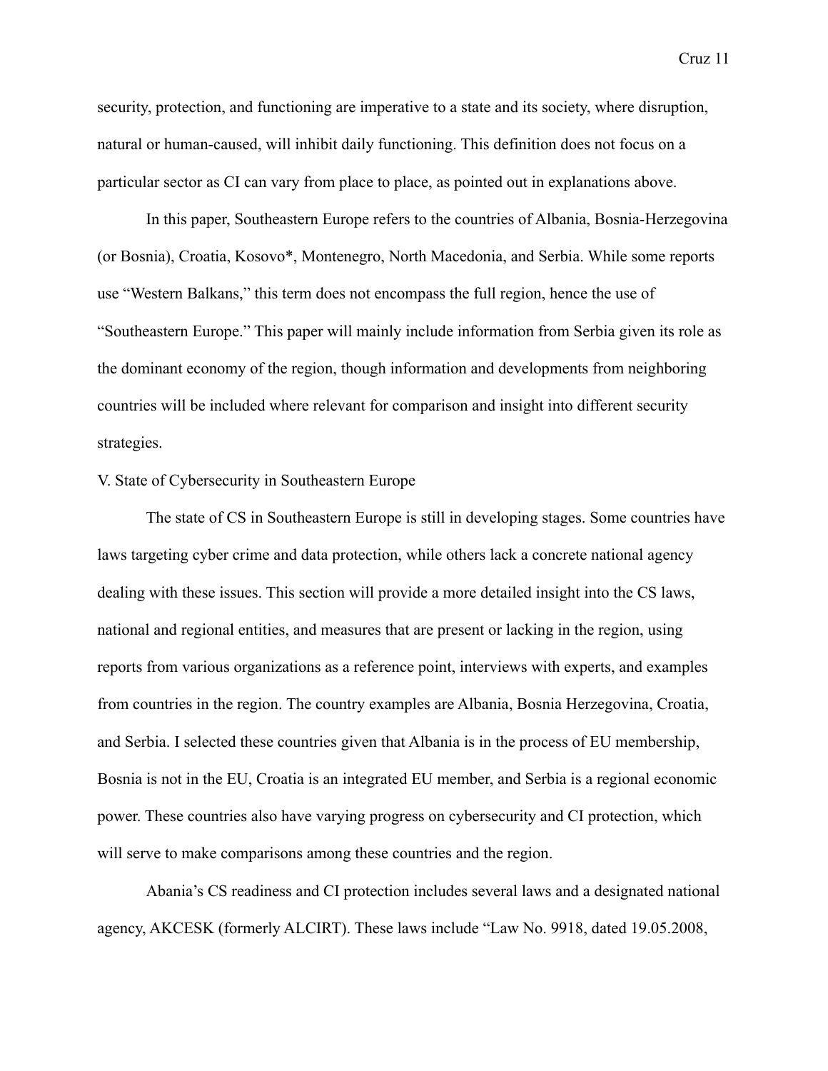security, protection, and functioning are imperative to a state and its society, where disruption, natural or human-caused, will inhibit daily functioning. This definition does not focus on a particular sector as CI can vary from place to place, as pointed out in explanations above.

In this paper, Southeastern Europe refers to the countries of Albania, Bosnia-Herzegovina (or Bosnia), Croatia, Kosovo*, Montenegro, North Macedonia, and Serbia. While some reports use "Western Balkans," this term does not encompass the full region, hence the use of "Southeastern Europe." This paper will mainly include information from Serbia given its role as the dominant economy of the region, though information and developments from neighboring countries will be included where relevant for comparison and insight into different security strategies.

## V. State of Cybersecurity in Southeastern Europe

The state of CS in Southeastern Europe is still in developing stages. Some countries have laws targeting cyber crime and data protection, while others lack a concrete national agency dealing with these issues. This section will provide a more detailed insight into the CS laws, national and regional entities, and measures that are present or lacking in the region, using reports from various organizations as a reference point, interviews with experts, and examples from countries in the region. The country examples are Albania, Bosnia Herzegovina, Croatia, and Serbia. I selected these countries given that Albania is in the process of EU membership, Bosnia is not in the EU, Croatia is an integrated EU member, and Serbia is a regional economic power. These countries also have varying progress on cybersecurity and CI protection, which will serve to make comparisons among these countries and the region.

Abania's CS readiness and CI protection includes several laws and a designated national agency, AKCESK (formerly ALCIRT). These laws include "Law No. 9918, dated 19.05.2008,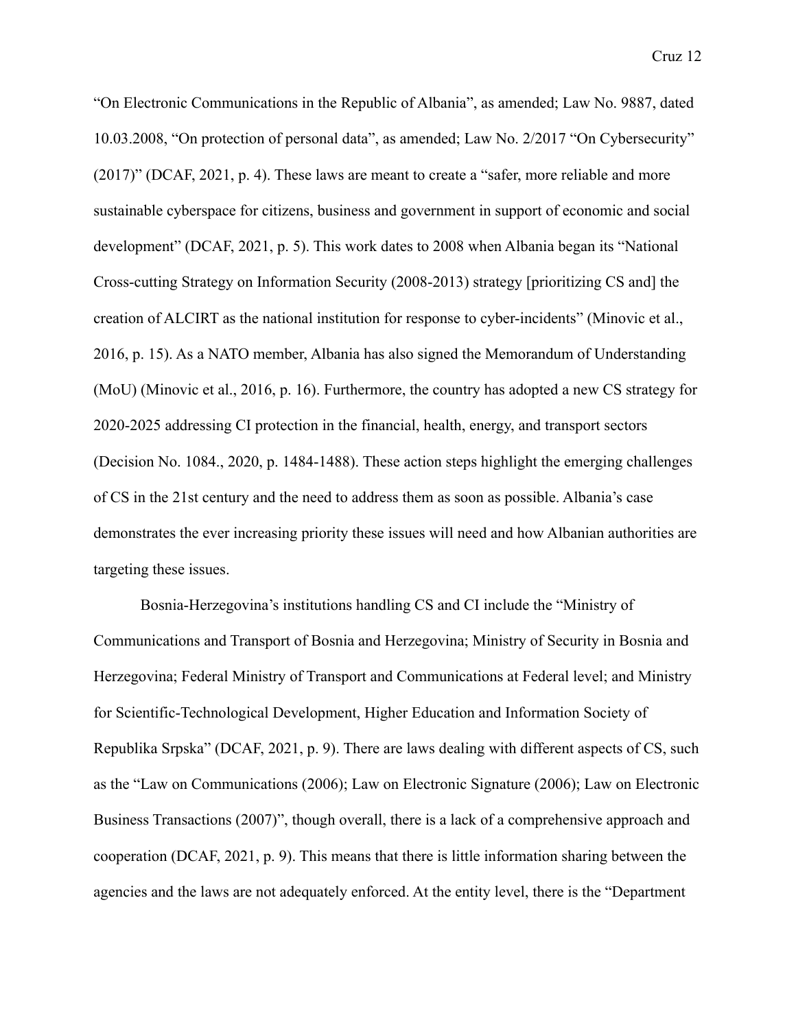"On Electronic Communications in the Republic of Albania", as amended; Law No. 9887, dated 10.03.2008, "On protection of personal data", as amended; Law No. 2/2017 "On Cybersecurity" (2017)" (DCAF, 2021, p. 4). These laws are meant to create a "safer, more reliable and more sustainable cyberspace for citizens, business and government in support of economic and social development" (DCAF, 2021, p. 5). This work dates to 2008 when Albania began its "National Cross-cutting Strategy on Information Security (2008-2013) strategy [prioritizing CS and] the creation of ALCIRT as the national institution for response to cyber-incidents" (Minovic et al., 2016, p. 15). As a NATO member, Albania has also signed the Memorandum of Understanding (MoU) (Minovic et al., 2016, p. 16). Furthermore, the country has adopted a new CS strategy for 2020-2025 addressing CI protection in the financial, health, energy, and transport sectors (Decision No. 1084., 2020, p. 1484-1488). These action steps highlight the emerging challenges of CS in the 21st century and the need to address them as soon as possible. Albania's case demonstrates the ever increasing priority these issues will need and how Albanian authorities are targeting these issues.

Bosnia-Herzegovina's institutions handling CS and CI include the "Ministry of Communications and Transport of Bosnia and Herzegovina; Ministry of Security in Bosnia and Herzegovina; Federal Ministry of Transport and Communications at Federal level; and Ministry for Scientific-Technological Development, Higher Education and Information Society of Republika Srpska" (DCAF, 2021, p. 9). There are laws dealing with different aspects of CS, such as the "Law on Communications (2006); Law on Electronic Signature (2006); Law on Electronic Business Transactions (2007)", though overall, there is a lack of a comprehensive approach and cooperation (DCAF, 2021, p. 9). This means that there is little information sharing between the agencies and the laws are not adequately enforced. At the entity level, there is the "Department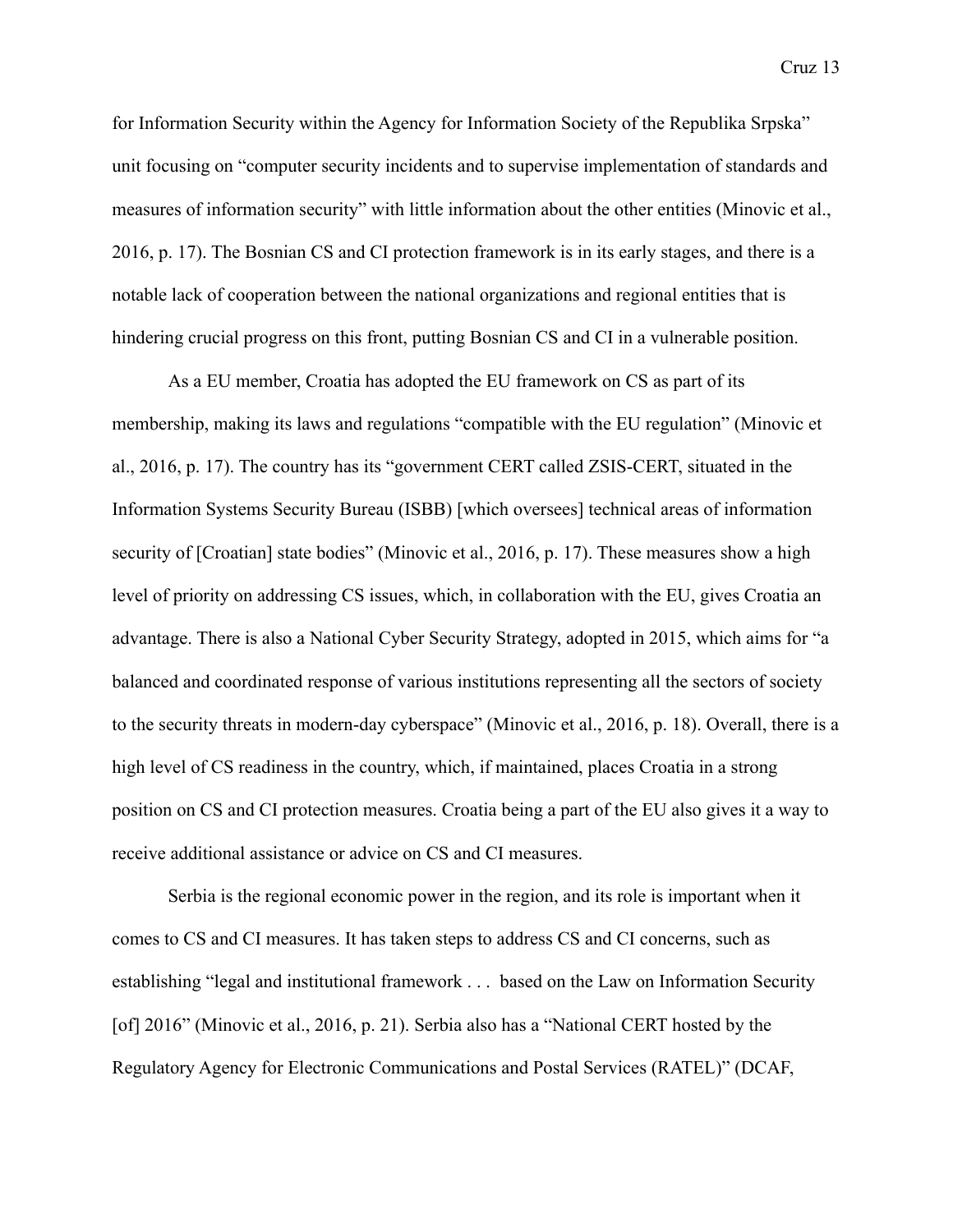for Information Security within the Agency for Information Society of the Republika Srpska" unit focusing on "computer security incidents and to supervise implementation of standards and measures of information security" with little information about the other entities (Minovic et al., 2016, p. 17). The Bosnian CS and CI protection framework is in its early stages, and there is a notable lack of cooperation between the national organizations and regional entities that is hindering crucial progress on this front, putting Bosnian CS and CI in a vulnerable position.

As a EU member, Croatia has adopted the EU framework on CS as part of its membership, making its laws and regulations "compatible with the EU regulation" (Minovic et al., 2016, p. 17). The country has its "government CERT called ZSIS-CERT, situated in the Information Systems Security Bureau (ISBB) [which oversees] technical areas of information security of [Croatian] state bodies" (Minovic et al., 2016, p. 17). These measures show a high level of priority on addressing CS issues, which, in collaboration with the EU, gives Croatia an advantage. There is also a National Cyber Security Strategy, adopted in 2015, which aims for "a balanced and coordinated response of various institutions representing all the sectors of society to the security threats in modern-day cyberspace" (Minovic et al., 2016, p. 18). Overall, there is a high level of CS readiness in the country, which, if maintained, places Croatia in a strong position on CS and CI protection measures. Croatia being a part of the EU also gives it a way to receive additional assistance or advice on CS and CI measures.

Serbia is the regional economic power in the region, and its role is important when it comes to CS and CI measures. It has taken steps to address CS and CI concerns, such as establishing "legal and institutional framework . . . based on the Law on Information Security [of] 2016" (Minovic et al., 2016, p. 21). Serbia also has a "National CERT hosted by the Regulatory Agency for Electronic Communications and Postal Services (RATEL)" (DCAF,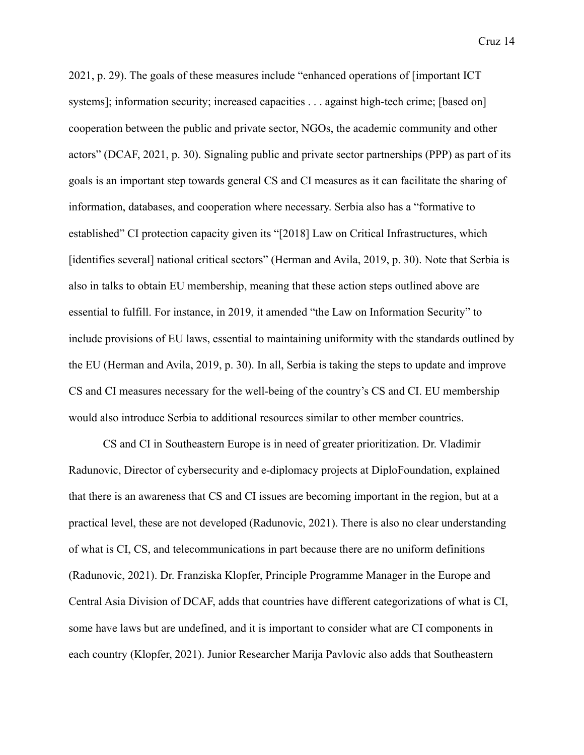2021, p. 29). The goals of these measures include "enhanced operations of [important ICT systems]; information security; increased capacities . . . against high-tech crime; [based on] cooperation between the public and private sector, NGOs, the academic community and other actors" (DCAF, 2021, p. 30). Signaling public and private sector partnerships (PPP) as part of its goals is an important step towards general CS and CI measures as it can facilitate the sharing of information, databases, and cooperation where necessary. Serbia also has a "formative to established" CI protection capacity given its "[2018] Law on Critical Infrastructures, which [identifies several] national critical sectors" (Herman and Avila, 2019, p. 30). Note that Serbia is also in talks to obtain EU membership, meaning that these action steps outlined above are essential to fulfill. For instance, in 2019, it amended "the Law on Information Security" to include provisions of EU laws, essential to maintaining uniformity with the standards outlined by the EU (Herman and Avila, 2019, p. 30). In all, Serbia is taking the steps to update and improve CS and CI measures necessary for the well-being of the country's CS and CI. EU membership would also introduce Serbia to additional resources similar to other member countries.

CS and CI in Southeastern Europe is in need of greater prioritization. Dr. Vladimir Radunovic, Director of cybersecurity and e-diplomacy projects at DiploFoundation, explained that there is an awareness that CS and CI issues are becoming important in the region, but at a practical level, these are not developed (Radunovic, 2021). There is also no clear understanding of what is CI, CS, and telecommunications in part because there are no uniform definitions (Radunovic, 2021). Dr. Franziska Klopfer, Principle Programme Manager in the Europe and Central Asia Division of DCAF, adds that countries have different categorizations of what is CI, some have laws but are undefined, and it is important to consider what are CI components in each country (Klopfer, 2021). Junior Researcher Marija Pavlovic also adds that Southeastern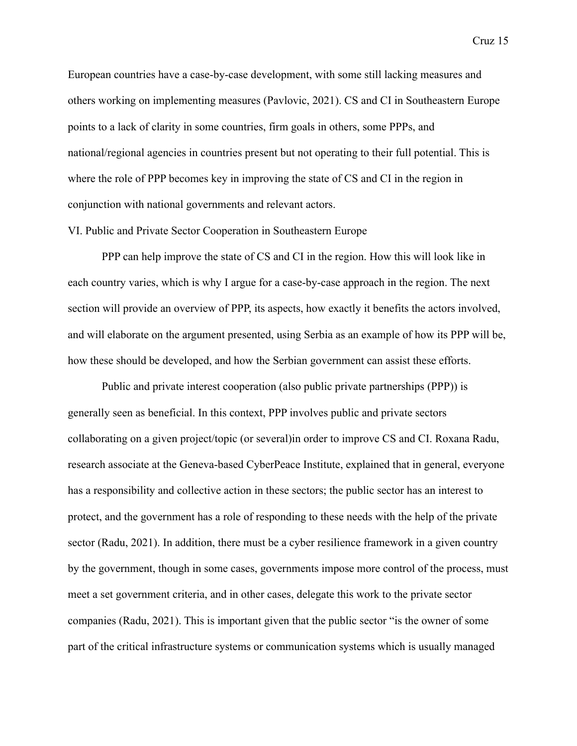European countries have a case-by-case development, with some still lacking measures and others working on implementing measures (Pavlovic, 2021). CS and CI in Southeastern Europe points to a lack of clarity in some countries, firm goals in others, some PPPs, and national/regional agencies in countries present but not operating to their full potential. This is where the role of PPP becomes key in improving the state of CS and CI in the region in conjunction with national governments and relevant actors.

## VI. Public and Private Sector Cooperation in Southeastern Europe

PPP can help improve the state of CS and CI in the region. How this will look like in each country varies, which is why I argue for a case-by-case approach in the region. The next section will provide an overview of PPP, its aspects, how exactly it benefits the actors involved, and will elaborate on the argument presented, using Serbia as an example of how its PPP will be, how these should be developed, and how the Serbian government can assist these efforts.

Public and private interest cooperation (also public private partnerships (PPP)) is generally seen as beneficial. In this context, PPP involves public and private sectors collaborating on a given project/topic (or several)in order to improve CS and CI. Roxana Radu, research associate at the Geneva-based CyberPeace Institute, explained that in general, everyone has a responsibility and collective action in these sectors; the public sector has an interest to protect, and the government has a role of responding to these needs with the help of the private sector (Radu, 2021). In addition, there must be a cyber resilience framework in a given country by the government, though in some cases, governments impose more control of the process, must meet a set government criteria, and in other cases, delegate this work to the private sector companies (Radu, 2021). This is important given that the public sector "is the owner of some part of the critical infrastructure systems or communication systems which is usually managed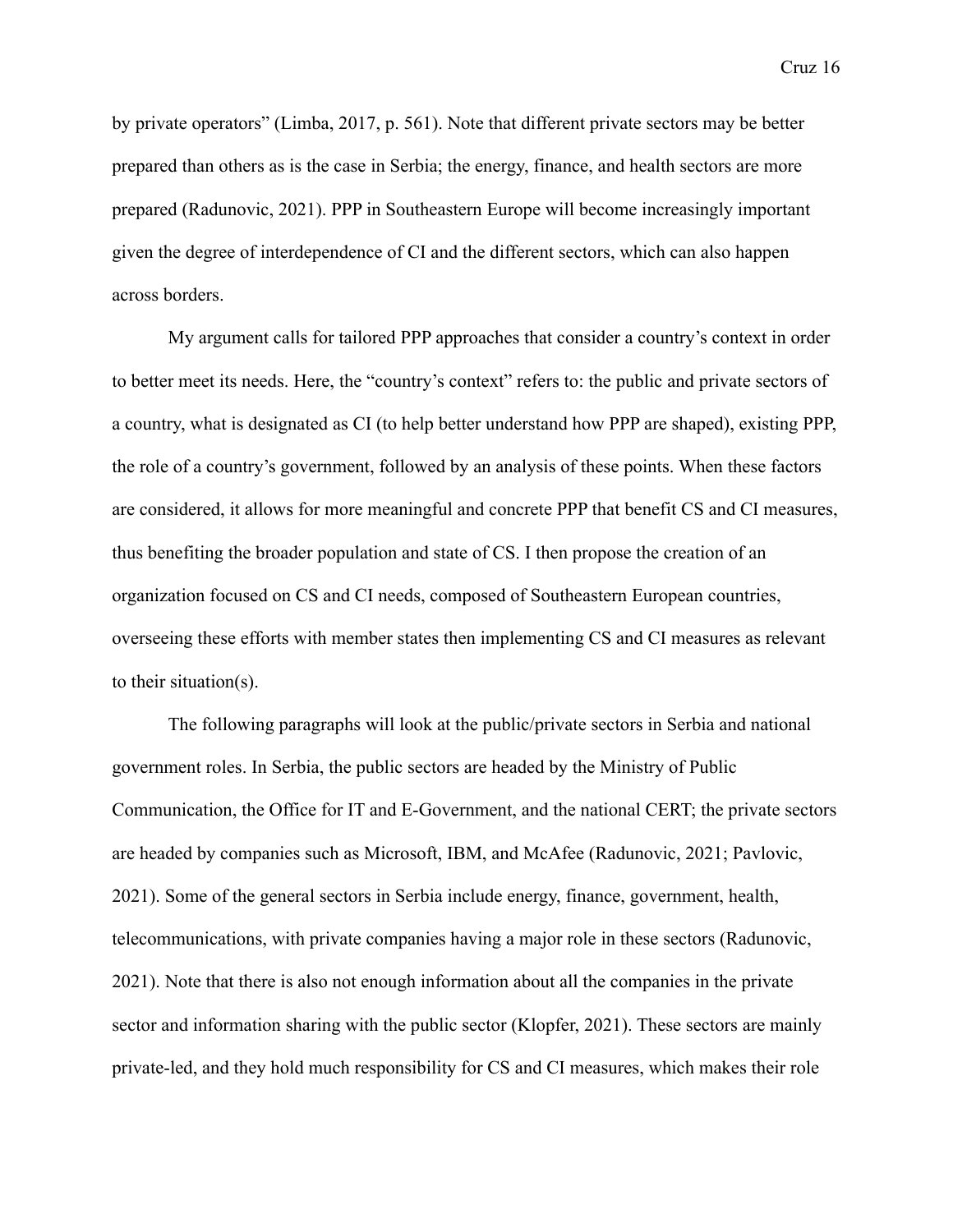by private operators" (Limba, 2017, p. 561). Note that different private sectors may be better prepared than others as is the case in Serbia; the energy, finance, and health sectors are more prepared (Radunovic, 2021). PPP in Southeastern Europe will become increasingly important given the degree of interdependence of CI and the different sectors, which can also happen across borders.

My argument calls for tailored PPP approaches that consider a country's context in order to better meet its needs. Here, the "country's context" refers to: the public and private sectors of a country, what is designated as CI (to help better understand how PPP are shaped), existing PPP, the role of a country's government, followed by an analysis of these points. When these factors are considered, it allows for more meaningful and concrete PPP that benefit CS and CI measures, thus benefiting the broader population and state of CS. I then propose the creation of an organization focused on CS and CI needs, composed of Southeastern European countries, overseeing these efforts with member states then implementing CS and CI measures as relevant to their situation(s).

The following paragraphs will look at the public/private sectors in Serbia and national government roles. In Serbia, the public sectors are headed by the Ministry of Public Communication, the Office for IT and E-Government, and the national CERT; the private sectors are headed by companies such as Microsoft, IBM, and McAfee (Radunovic, 2021; Pavlovic, 2021). Some of the general sectors in Serbia include energy, finance, government, health, telecommunications, with private companies having a major role in these sectors (Radunovic, 2021). Note that there is also not enough information about all the companies in the private sector and information sharing with the public sector (Klopfer, 2021). These sectors are mainly private-led, and they hold much responsibility for CS and CI measures, which makes their role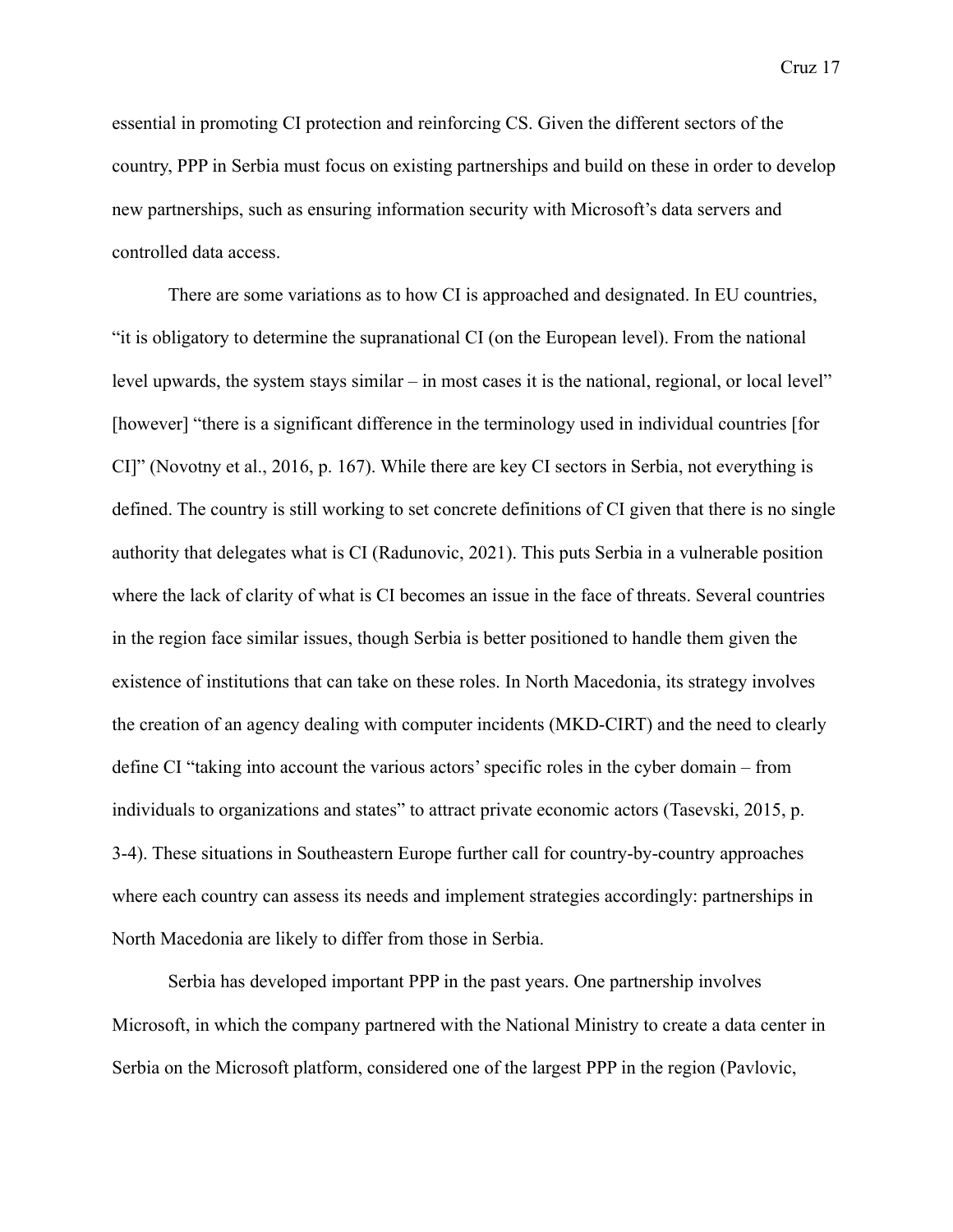essential in promoting CI protection and reinforcing CS. Given the different sectors of the country, PPP in Serbia must focus on existing partnerships and build on these in order to develop new partnerships, such as ensuring information security with Microsoft's data servers and controlled data access.

There are some variations as to how CI is approached and designated. In EU countries, "it is obligatory to determine the supranational CI (on the European level). From the national level upwards, the system stays similar – in most cases it is the national, regional, or local level" [however] "there is a significant difference in the terminology used in individual countries [for CI]" (Novotny et al., 2016, p. 167). While there are key CI sectors in Serbia, not everything is defined. The country is still working to set concrete definitions of CI given that there is no single authority that delegates what is CI (Radunovic, 2021). This puts Serbia in a vulnerable position where the lack of clarity of what is CI becomes an issue in the face of threats. Several countries in the region face similar issues, though Serbia is better positioned to handle them given the existence of institutions that can take on these roles. In North Macedonia, its strategy involves the creation of an agency dealing with computer incidents (MKD-CIRT) and the need to clearly define CI "taking into account the various actors' specific roles in the cyber domain – from individuals to organizations and states" to attract private economic actors (Tasevski, 2015, p. 3-4). These situations in Southeastern Europe further call for country-by-country approaches where each country can assess its needs and implement strategies accordingly: partnerships in North Macedonia are likely to differ from those in Serbia.

Serbia has developed important PPP in the past years. One partnership involves Microsoft, in which the company partnered with the National Ministry to create a data center in Serbia on the Microsoft platform, considered one of the largest PPP in the region (Pavlovic,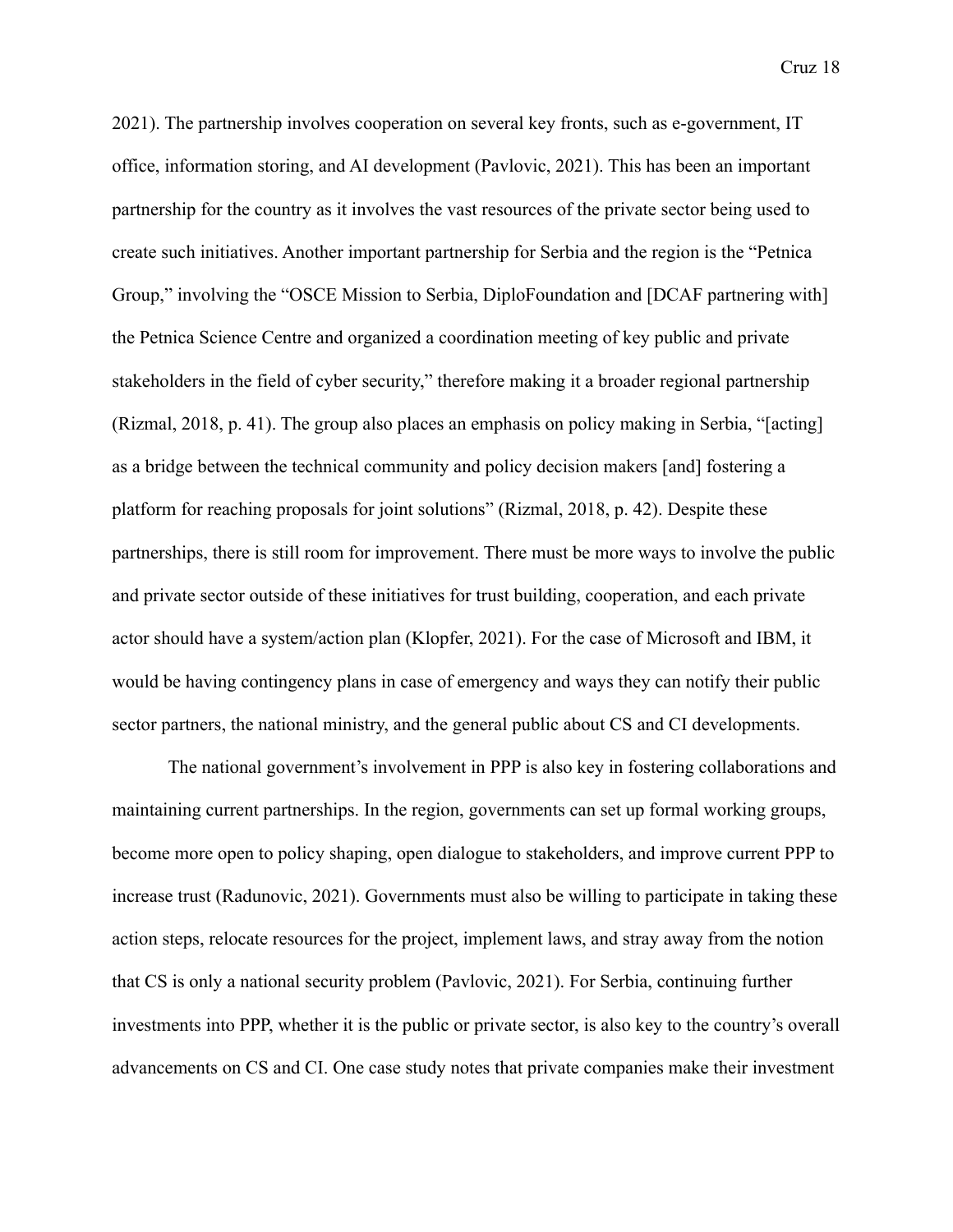2021). The partnership involves cooperation on several key fronts, such as e-government, IT office, information storing, and AI development (Pavlovic, 2021). This has been an important partnership for the country as it involves the vast resources of the private sector being used to create such initiatives. Another important partnership for Serbia and the region is the "Petnica Group," involving the "OSCE Mission to Serbia, DiploFoundation and [DCAF partnering with] the Petnica Science Centre and organized a coordination meeting of key public and private stakeholders in the field of cyber security," therefore making it a broader regional partnership (Rizmal, 2018, p. 41). The group also places an emphasis on policy making in Serbia, "[acting] as a bridge between the technical community and policy decision makers [and] fostering a platform for reaching proposals for joint solutions" (Rizmal, 2018, p. 42). Despite these partnerships, there is still room for improvement. There must be more ways to involve the public and private sector outside of these initiatives for trust building, cooperation, and each private actor should have a system/action plan (Klopfer, 2021). For the case of Microsoft and IBM, it would be having contingency plans in case of emergency and ways they can notify their public sector partners, the national ministry, and the general public about CS and CI developments.

The national government's involvement in PPP is also key in fostering collaborations and maintaining current partnerships. In the region, governments can set up formal working groups, become more open to policy shaping, open dialogue to stakeholders, and improve current PPP to increase trust (Radunovic, 2021). Governments must also be willing to participate in taking these action steps, relocate resources for the project, implement laws, and stray away from the notion that CS is only a national security problem (Pavlovic, 2021). For Serbia, continuing further investments into PPP, whether it is the public or private sector, is also key to the country's overall advancements on CS and CI. One case study notes that private companies make their investment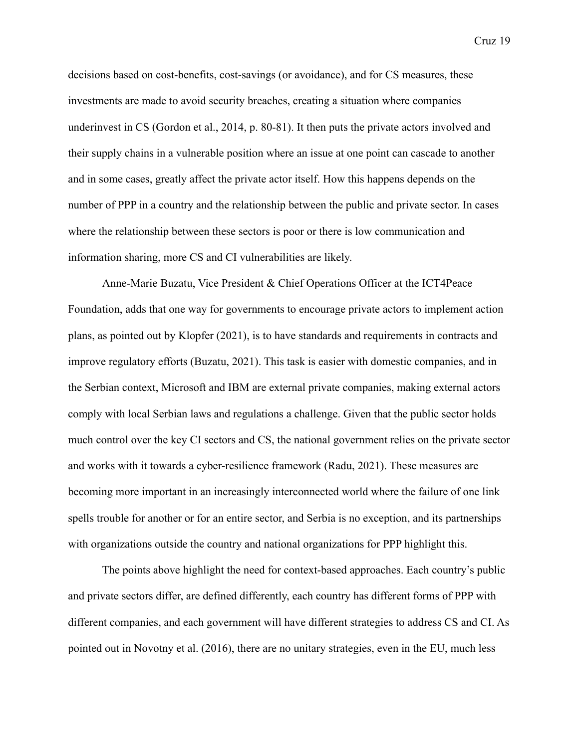decisions based on cost-benefits, cost-savings (or avoidance), and for CS measures, these investments are made to avoid security breaches, creating a situation where companies underinvest in CS (Gordon et al., 2014, p. 80-81). It then puts the private actors involved and their supply chains in a vulnerable position where an issue at one point can cascade to another and in some cases, greatly affect the private actor itself. How this happens depends on the number of PPP in a country and the relationship between the public and private sector. In cases where the relationship between these sectors is poor or there is low communication and information sharing, more CS and CI vulnerabilities are likely.

Anne-Marie Buzatu, Vice President & Chief Operations Officer at the ICT4Peace Foundation, adds that one way for governments to encourage private actors to implement action plans, as pointed out by Klopfer (2021), is to have standards and requirements in contracts and improve regulatory efforts (Buzatu, 2021). This task is easier with domestic companies, and in the Serbian context, Microsoft and IBM are external private companies, making external actors comply with local Serbian laws and regulations a challenge. Given that the public sector holds much control over the key CI sectors and CS, the national government relies on the private sector and works with it towards a cyber-resilience framework (Radu, 2021). These measures are becoming more important in an increasingly interconnected world where the failure of one link spells trouble for another or for an entire sector, and Serbia is no exception, and its partnerships with organizations outside the country and national organizations for PPP highlight this.

The points above highlight the need for context-based approaches. Each country's public and private sectors differ, are defined differently, each country has different forms of PPP with different companies, and each government will have different strategies to address CS and CI. As pointed out in Novotny et al. (2016), there are no unitary strategies, even in the EU, much less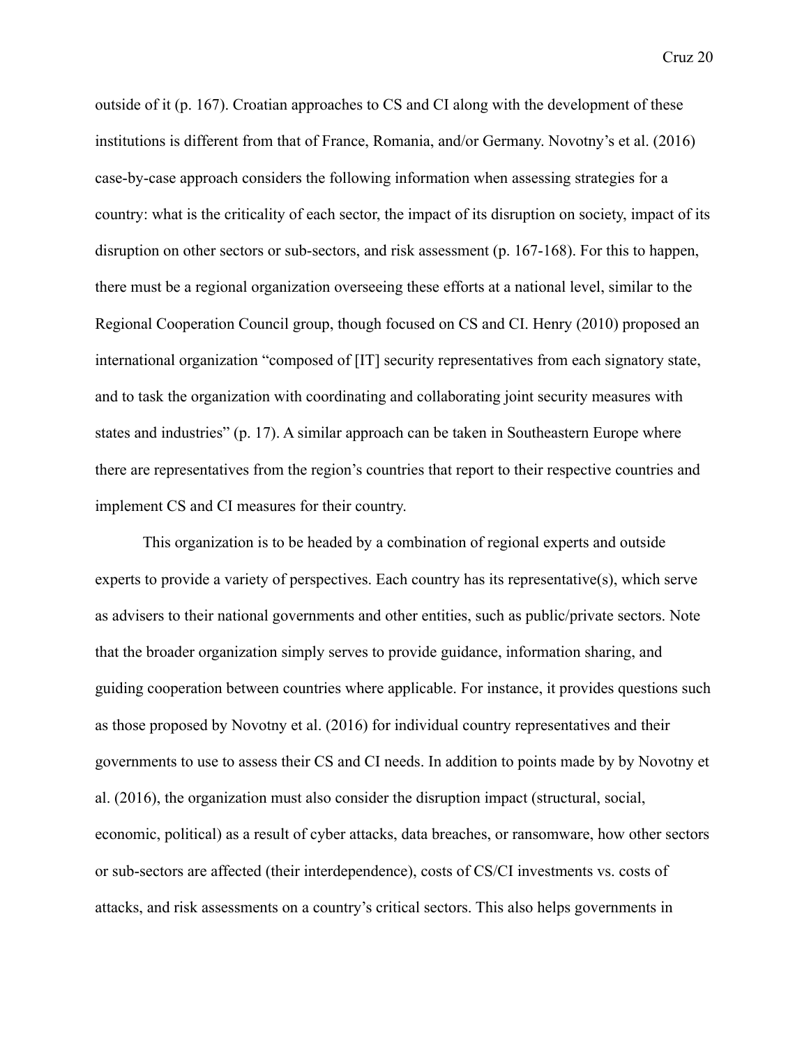outside of it (p. 167). Croatian approaches to CS and CI along with the development of these institutions is different from that of France, Romania, and/or Germany. Novotny's et al. (2016) case-by-case approach considers the following information when assessing strategies for a country: what is the criticality of each sector, the impact of its disruption on society, impact of its disruption on other sectors or sub-sectors, and risk assessment (p. 167-168). For this to happen, there must be a regional organization overseeing these efforts at a national level, similar to the Regional Cooperation Council group, though focused on CS and CI. Henry (2010) proposed an international organization "composed of [IT] security representatives from each signatory state, and to task the organization with coordinating and collaborating joint security measures with states and industries" (p. 17). A similar approach can be taken in Southeastern Europe where there are representatives from the region's countries that report to their respective countries and implement CS and CI measures for their country.

This organization is to be headed by a combination of regional experts and outside experts to provide a variety of perspectives. Each country has its representative(s), which serve as advisers to their national governments and other entities, such as public/private sectors. Note that the broader organization simply serves to provide guidance, information sharing, and guiding cooperation between countries where applicable. For instance, it provides questions such as those proposed by Novotny et al. (2016) for individual country representatives and their governments to use to assess their CS and CI needs. In addition to points made by by Novotny et al. (2016), the organization must also consider the disruption impact (structural, social, economic, political) as a result of cyber attacks, data breaches, or ransomware, how other sectors or sub-sectors are affected (their interdependence), costs of CS/CI investments vs. costs of attacks, and risk assessments on a country's critical sectors. This also helps governments in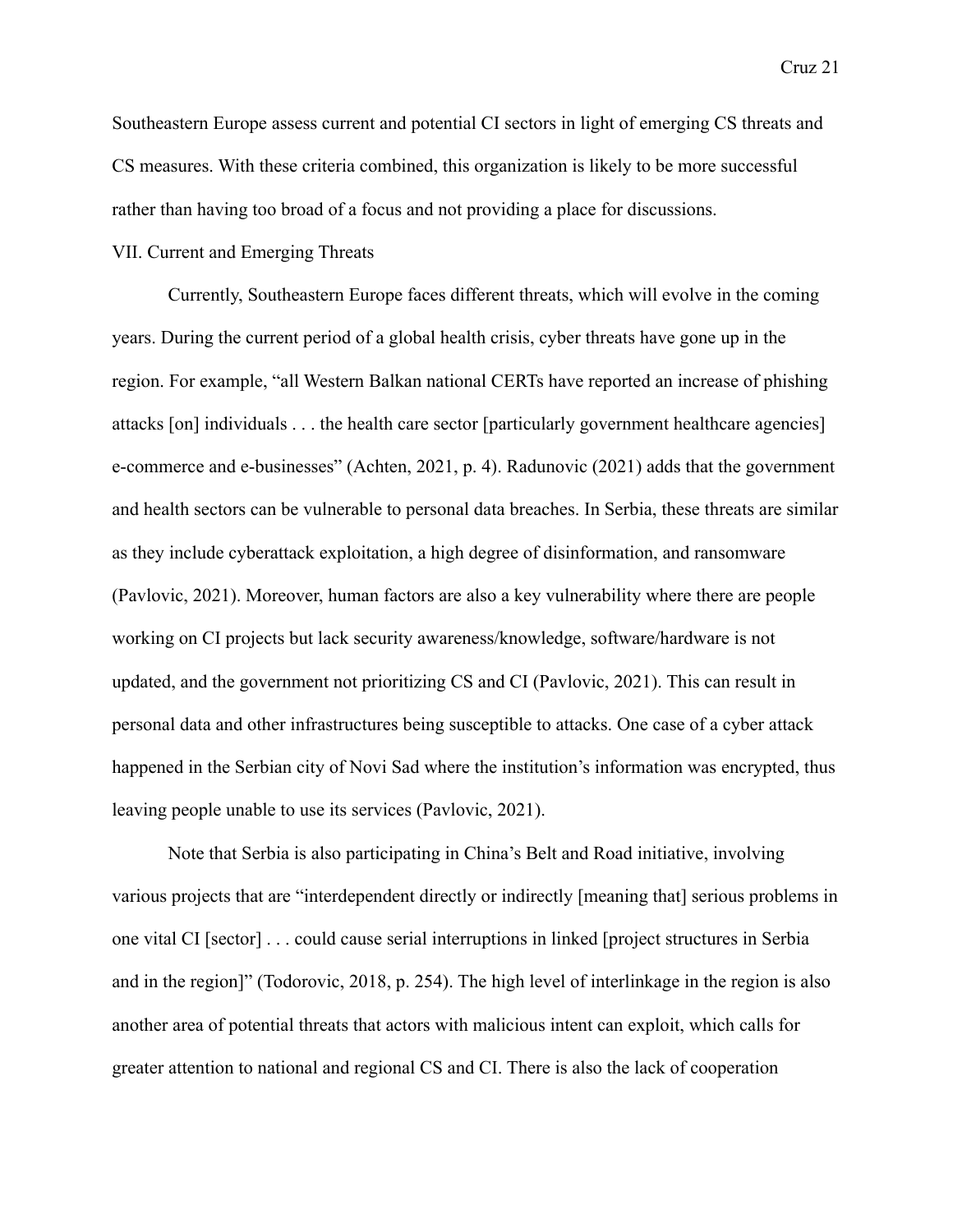Southeastern Europe assess current and potential CI sectors in light of emerging CS threats and CS measures. With these criteria combined, this organization is likely to be more successful rather than having too broad of a focus and not providing a place for discussions.

## VII. Current and Emerging Threats

Currently, Southeastern Europe faces different threats, which will evolve in the coming years. During the current period of a global health crisis, cyber threats have gone up in the region. For example, "all Western Balkan national CERTs have reported an increase of phishing attacks [on] individuals . . . the health care sector [particularly government healthcare agencies] e-commerce and e-businesses" (Achten, 2021, p. 4). Radunovic (2021) adds that the government and health sectors can be vulnerable to personal data breaches. In Serbia, these threats are similar as they include cyberattack exploitation, a high degree of disinformation, and ransomware (Pavlovic, 2021). Moreover, human factors are also a key vulnerability where there are people working on CI projects but lack security awareness/knowledge, software/hardware is not updated, and the government not prioritizing CS and CI (Pavlovic, 2021). This can result in personal data and other infrastructures being susceptible to attacks. One case of a cyber attack happened in the Serbian city of Novi Sad where the institution's information was encrypted, thus leaving people unable to use its services (Pavlovic, 2021).

Note that Serbia is also participating in China's Belt and Road initiative, involving various projects that are "interdependent directly or indirectly [meaning that] serious problems in one vital CI [sector] . . . could cause serial interruptions in linked [project structures in Serbia and in the region]" (Todorovic, 2018, p. 254). The high level of interlinkage in the region is also another area of potential threats that actors with malicious intent can exploit, which calls for greater attention to national and regional CS and CI. There is also the lack of cooperation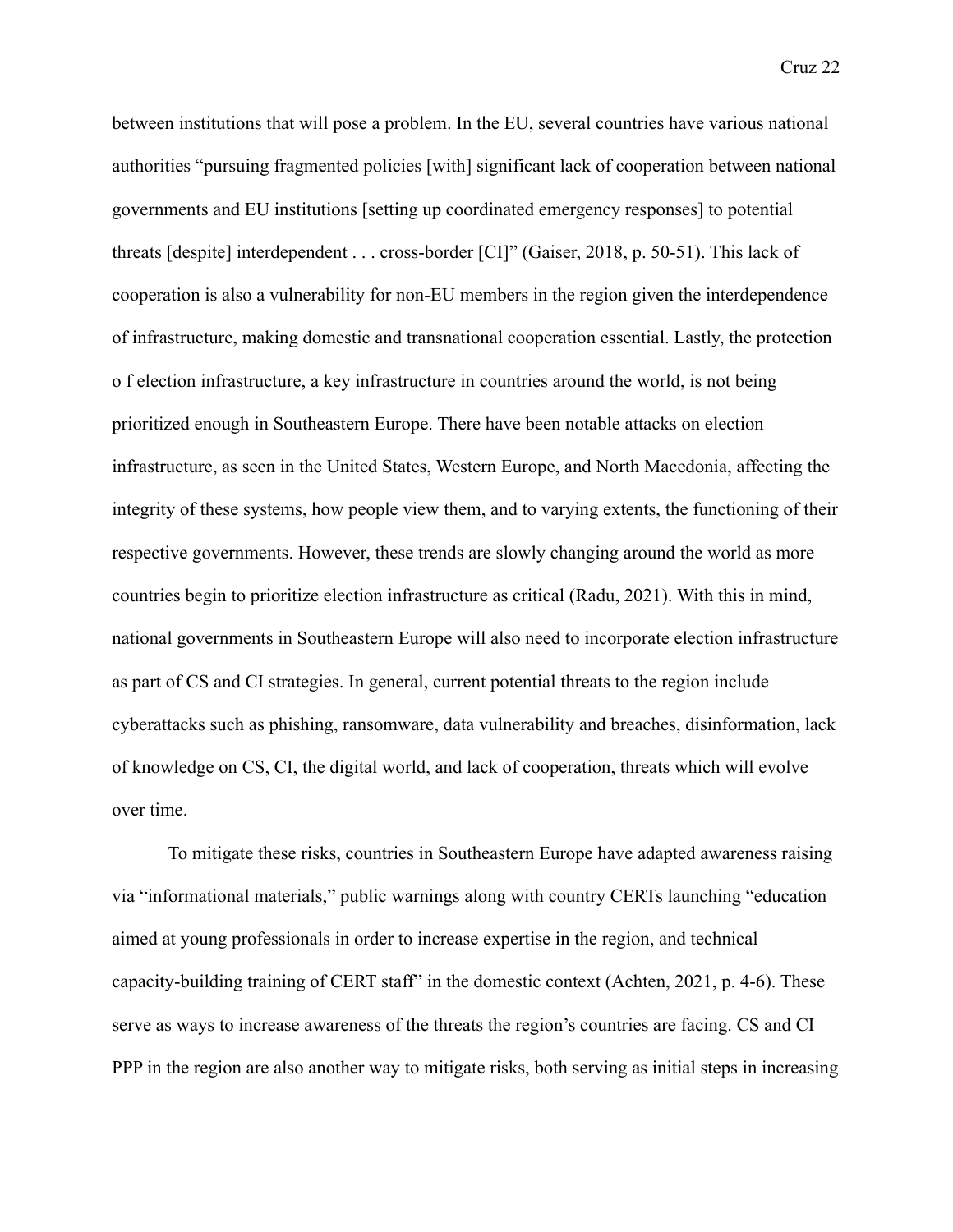between institutions that will pose a problem. In the EU, several countries have various national authorities "pursuing fragmented policies [with] significant lack of cooperation between national governments and EU institutions [setting up coordinated emergency responses] to potential threats [despite] interdependent . . . cross-border [CI]" (Gaiser, 2018, p. 50-51). This lack of cooperation is also a vulnerability for non-EU members in the region given the interdependence of infrastructure, making domestic and transnational cooperation essential. Lastly, the protection o f election infrastructure, a key infrastructure in countries around the world, is not being prioritized enough in Southeastern Europe. There have been notable attacks on election infrastructure, as seen in the United States, Western Europe, and North Macedonia, affecting the integrity of these systems, how people view them, and to varying extents, the functioning of their respective governments. However, these trends are slowly changing around the world as more countries begin to prioritize election infrastructure as critical (Radu, 2021). With this in mind, national governments in Southeastern Europe will also need to incorporate election infrastructure as part of CS and CI strategies. In general, current potential threats to the region include cyberattacks such as phishing, ransomware, data vulnerability and breaches, disinformation, lack of knowledge on CS, CI, the digital world, and lack of cooperation, threats which will evolve over time.

To mitigate these risks, countries in Southeastern Europe have adapted awareness raising via "informational materials," public warnings along with country CERTs launching "education aimed at young professionals in order to increase expertise in the region, and technical capacity-building training of CERT staff" in the domestic context (Achten, 2021, p. 4-6). These serve as ways to increase awareness of the threats the region's countries are facing. CS and CI PPP in the region are also another way to mitigate risks, both serving as initial steps in increasing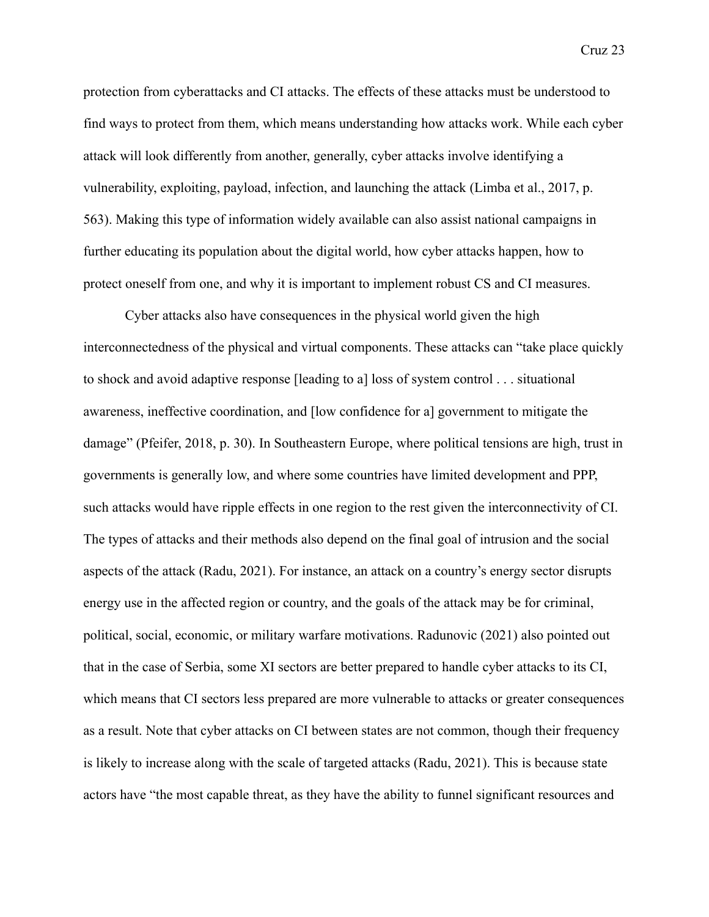protection from cyberattacks and CI attacks. The effects of these attacks must be understood to find ways to protect from them, which means understanding how attacks work. While each cyber attack will look differently from another, generally, cyber attacks involve identifying a vulnerability, exploiting, payload, infection, and launching the attack (Limba et al., 2017, p. 563). Making this type of information widely available can also assist national campaigns in further educating its population about the digital world, how cyber attacks happen, how to protect oneself from one, and why it is important to implement robust CS and CI measures.

Cyber attacks also have consequences in the physical world given the high interconnectedness of the physical and virtual components. These attacks can "take place quickly to shock and avoid adaptive response [leading to a] loss of system control . . . situational awareness, ineffective coordination, and [low confidence for a] government to mitigate the damage" (Pfeifer, 2018, p. 30). In Southeastern Europe, where political tensions are high, trust in governments is generally low, and where some countries have limited development and PPP, such attacks would have ripple effects in one region to the rest given the interconnectivity of CI. The types of attacks and their methods also depend on the final goal of intrusion and the social aspects of the attack (Radu, 2021). For instance, an attack on a country's energy sector disrupts energy use in the affected region or country, and the goals of the attack may be for criminal, political, social, economic, or military warfare motivations. Radunovic (2021) also pointed out that in the case of Serbia, some XI sectors are better prepared to handle cyber attacks to its CI, which means that CI sectors less prepared are more vulnerable to attacks or greater consequences as a result. Note that cyber attacks on CI between states are not common, though their frequency is likely to increase along with the scale of targeted attacks (Radu, 2021). This is because state actors have "the most capable threat, as they have the ability to funnel significant resources and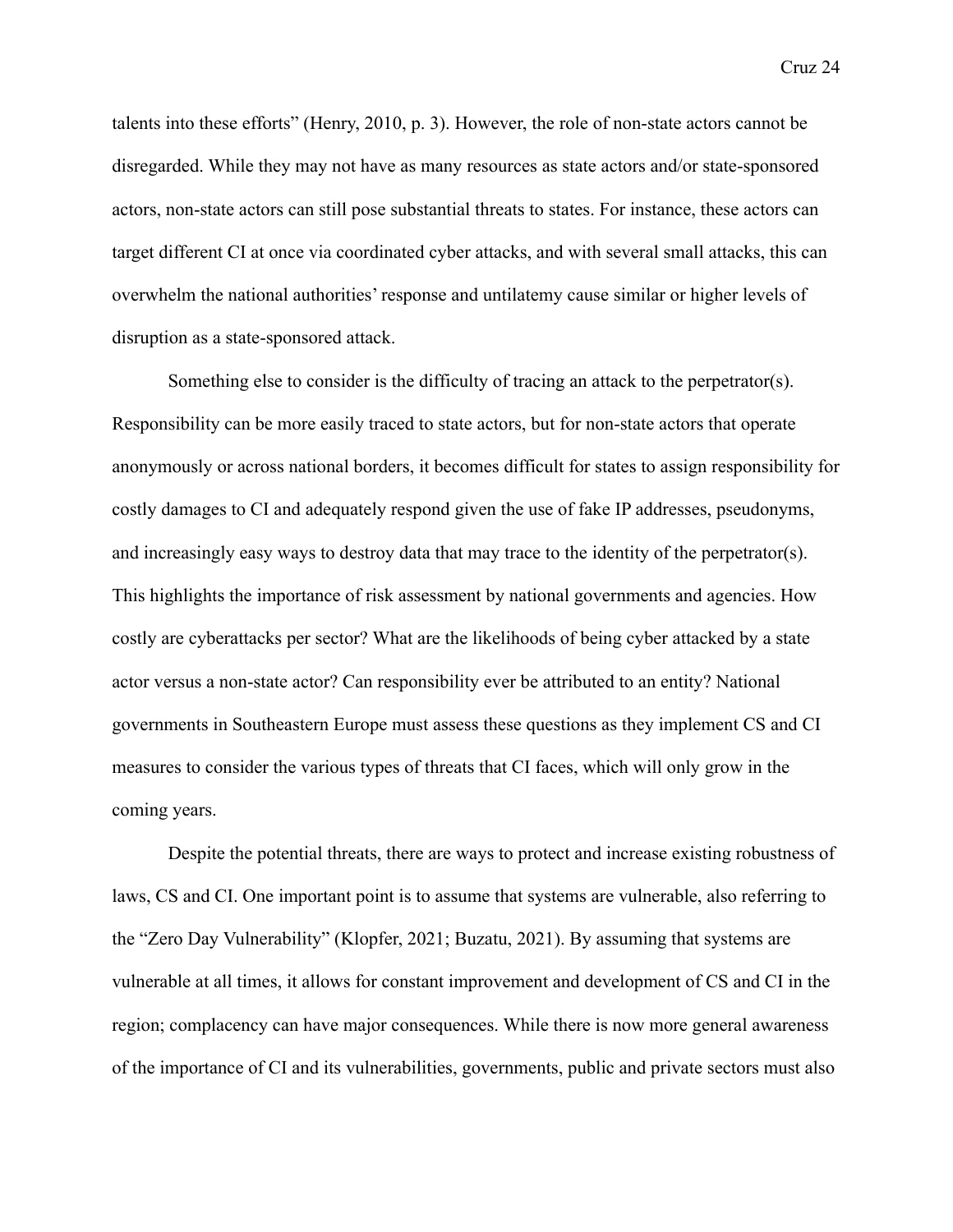talents into these efforts" (Henry, 2010, p. 3). However, the role of non-state actors cannot be disregarded. While they may not have as many resources as state actors and/or state-sponsored actors, non-state actors can still pose substantial threats to states. For instance, these actors can target different CI at once via coordinated cyber attacks, and with several small attacks, this can overwhelm the national authorities' response and untilatemy cause similar or higher levels of disruption as a state-sponsored attack.

Something else to consider is the difficulty of tracing an attack to the perpetrator(s). Responsibility can be more easily traced to state actors, but for non-state actors that operate anonymously or across national borders, it becomes difficult for states to assign responsibility for costly damages to CI and adequately respond given the use of fake IP addresses, pseudonyms, and increasingly easy ways to destroy data that may trace to the identity of the perpetrator(s). This highlights the importance of risk assessment by national governments and agencies. How costly are cyberattacks per sector? What are the likelihoods of being cyber attacked by a state actor versus a non-state actor? Can responsibility ever be attributed to an entity? National governments in Southeastern Europe must assess these questions as they implement CS and CI measures to consider the various types of threats that CI faces, which will only grow in the coming years.

Despite the potential threats, there are ways to protect and increase existing robustness of laws, CS and CI. One important point is to assume that systems are vulnerable, also referring to the "Zero Day Vulnerability" (Klopfer, 2021; Buzatu, 2021). By assuming that systems are vulnerable at all times, it allows for constant improvement and development of CS and CI in the region; complacency can have major consequences. While there is now more general awareness of the importance of CI and its vulnerabilities, governments, public and private sectors must also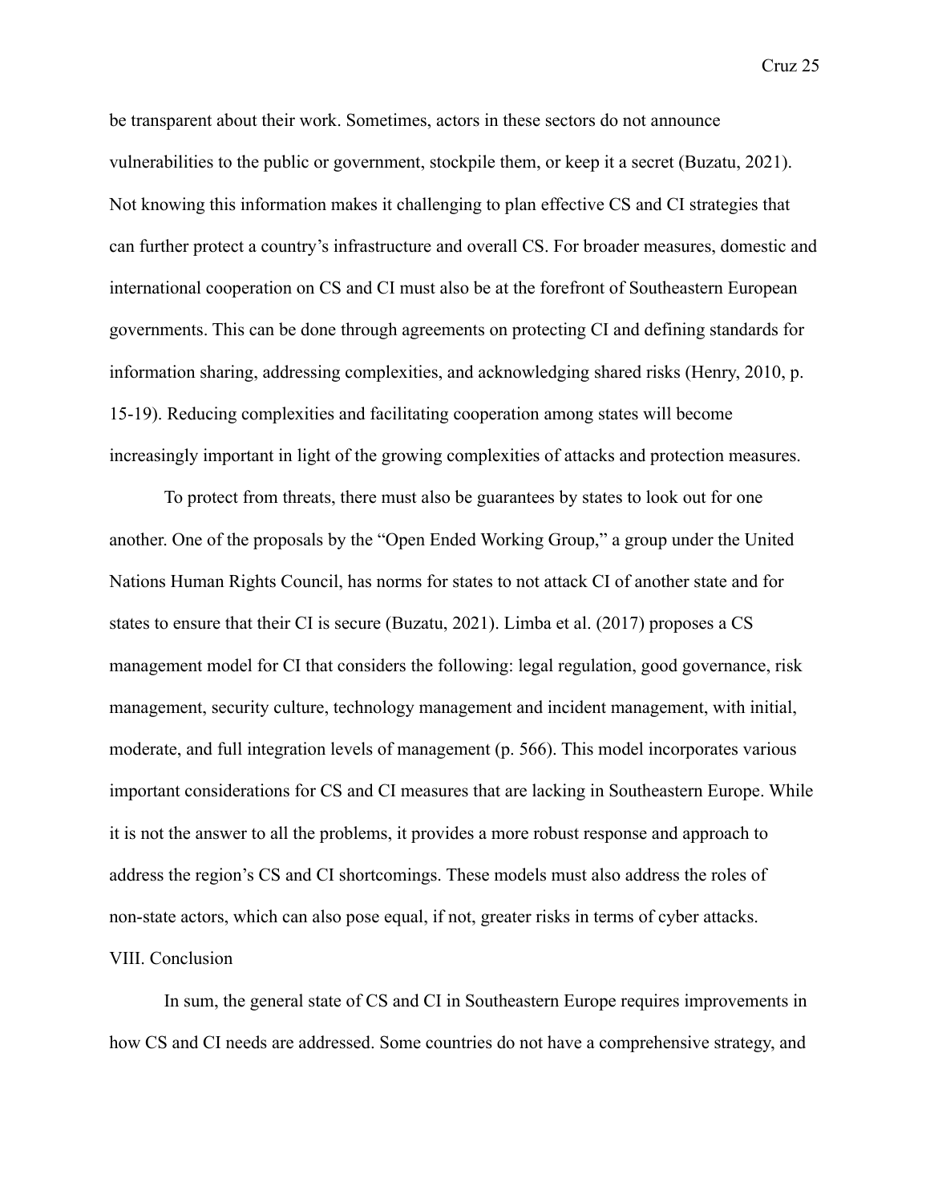be transparent about their work. Sometimes, actors in these sectors do not announce vulnerabilities to the public or government, stockpile them, or keep it a secret (Buzatu, 2021). Not knowing this information makes it challenging to plan effective CS and CI strategies that can further protect a country's infrastructure and overall CS. For broader measures, domestic and international cooperation on CS and CI must also be at the forefront of Southeastern European governments. This can be done through agreements on protecting CI and defining standards for information sharing, addressing complexities, and acknowledging shared risks (Henry, 2010, p. 15-19). Reducing complexities and facilitating cooperation among states will become increasingly important in light of the growing complexities of attacks and protection measures.

To protect from threats, there must also be guarantees by states to look out for one another. One of the proposals by the "Open Ended Working Group," a group under the United Nations Human Rights Council, has norms for states to not attack CI of another state and for states to ensure that their CI is secure (Buzatu, 2021). Limba et al. (2017) proposes a CS management model for CI that considers the following: legal regulation, good governance, risk management, security culture, technology management and incident management, with initial, moderate, and full integration levels of management (p. 566). This model incorporates various important considerations for CS and CI measures that are lacking in Southeastern Europe. While it is not the answer to all the problems, it provides a more robust response and approach to address the region's CS and CI shortcomings. These models must also address the roles of non-state actors, which can also pose equal, if not, greater risks in terms of cyber attacks.

## VIII. Conclusion

In sum, the general state of CS and CI in Southeastern Europe requires improvements in how CS and CI needs are addressed. Some countries do not have a comprehensive strategy, and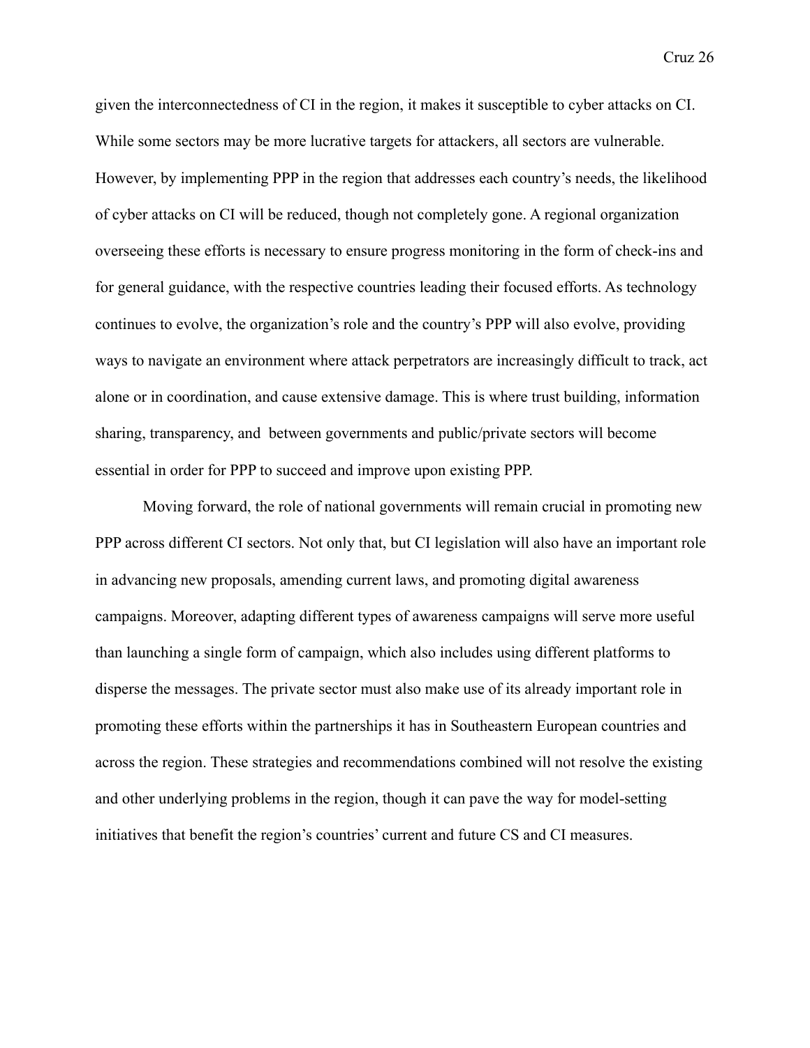given the interconnectedness of CI in the region, it makes it susceptible to cyber attacks on CI. While some sectors may be more lucrative targets for attackers, all sectors are vulnerable. However, by implementing PPP in the region that addresses each country's needs, the likelihood of cyber attacks on CI will be reduced, though not completely gone. A regional organization overseeing these efforts is necessary to ensure progress monitoring in the form of check-ins and for general guidance, with the respective countries leading their focused efforts. As technology continues to evolve, the organization's role and the country's PPP will also evolve, providing ways to navigate an environment where attack perpetrators are increasingly difficult to track, act alone or in coordination, and cause extensive damage. This is where trust building, information sharing, transparency, and  between governments and public/private sectors will become essential in order for PPP to succeed and improve upon existing PPP.

Moving forward, the role of national governments will remain crucial in promoting new PPP across different CI sectors. Not only that, but CI legislation will also have an important role in advancing new proposals, amending current laws, and promoting digital awareness campaigns. Moreover, adapting different types of awareness campaigns will serve more useful than launching a single form of campaign, which also includes using different platforms to disperse the messages. The private sector must also make use of its already important role in promoting these efforts within the partnerships it has in Southeastern European countries and across the region. These strategies and recommendations combined will not resolve the existing and other underlying problems in the region, though it can pave the way for model-setting initiatives that benefit the region's countries' current and future CS and CI measures.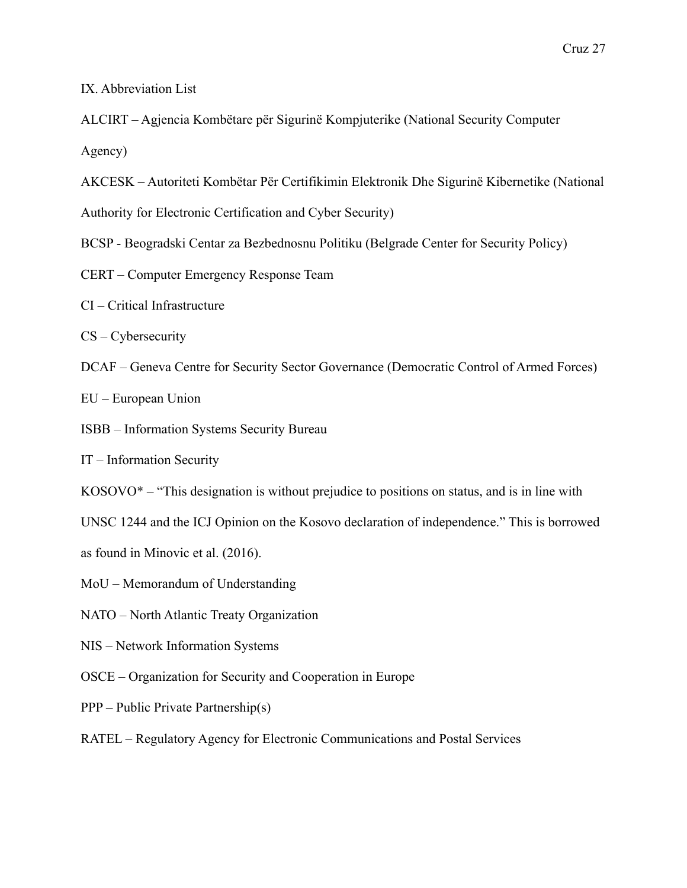## IX. Abbreviation List

ALCIRT – Agjencia Kombëtare për Sigurinë Kompjuterike (National Security Computer Agency)

AKCESK – Autoriteti Kombëtar Për Certifikimin Elektronik Dhe Sigurinë Kibernetike (National Authority for Electronic Certification and Cyber Security)

BCSP - Beogradski Centar za Bezbednosnu Politiku (Belgrade Center for Security Policy)

CERT – Computer Emergency Response Team

CI – Critical Infrastructure

CS – Cybersecurity

DCAF – Geneva Centre for Security Sector Governance (Democratic Control of Armed Forces)

EU – European Union

ISBB – Information Systems Security Bureau

IT – Information Security

KOSOVO* – "This designation is without prejudice to positions on status, and is in line with UNSC 1244 and the ICJ Opinion on the Kosovo declaration of independence." This is borrowed as found in Minovic et al. (2016).

MoU – Memorandum of Understanding

NATO – North Atlantic Treaty Organization

NIS – Network Information Systems

OSCE – Organization for Security and Cooperation in Europe

PPP – Public Private Partnership(s)

RATEL – Regulatory Agency for Electronic Communications and Postal Services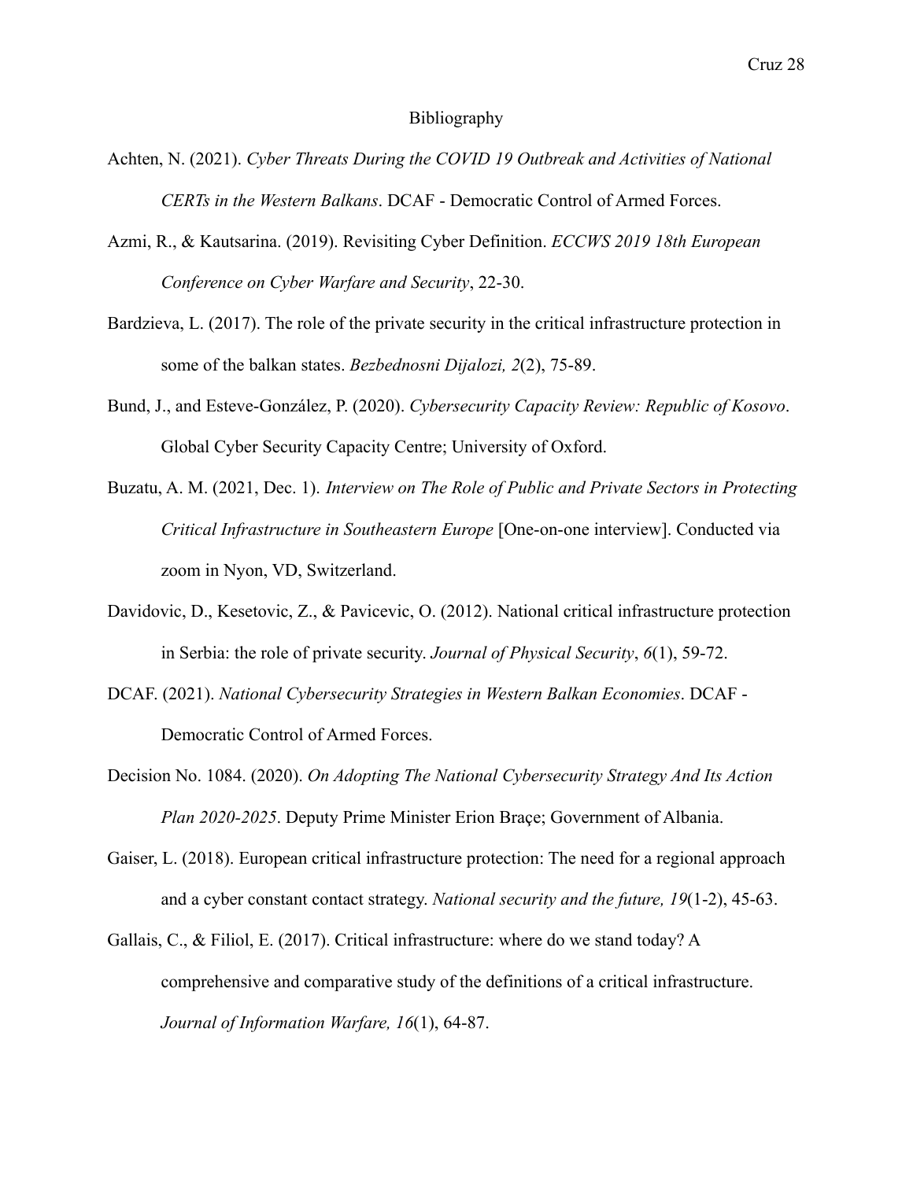# Bibliography

Achten, N. (2021). *Cyber Threats During the COVID 19 Outbreak and Activities of National CERTs in the Western Balkans*. DCAF - Democratic Control of Armed Forces.

Azmi, R., & Kautsarina. (2019). Revisiting Cyber Definition. *ECCWS 2019 18th European Conference on Cyber Warfare and Security*, 22-30.

Bardzieva, L. (2017). The role of the private security in the critical infrastructure protection in some of the balkan states. *Bezbednosni Dijalozi, 2*(2), 75-89.

Bund, J., and Esteve-González, P. (2020). *Cybersecurity Capacity Review: Republic of Kosovo*. Global Cyber Security Capacity Centre; University of Oxford.

Buzatu, A. M. (2021, Dec. 1). *Interview on The Role of Public and Private Sectors in Protecting Critical Infrastructure in Southeastern Europe* [One-on-one interview]. Conducted via zoom in Nyon, VD, Switzerland.

Davidovic, D., Kesetovic, Z., & Pavicevic, O. (2012). National critical infrastructure protection in Serbia: the role of private security. *Journal of Physical Security*, *6*(1), 59-72.

DCAF. (2021). *National Cybersecurity Strategies in Western Balkan Economies*. DCAF - Democratic Control of Armed Forces.

Decision No. 1084. (2020). *On Adopting The National Cybersecurity Strategy And Its Action Plan 2020-2025*. Deputy Prime Minister Erion Braçe; Government of Albania.

Gaiser, L. (2018). European critical infrastructure protection: The need for a regional approach and a cyber constant contact strategy. *National security and the future, 19*(1-2), 45-63.

Gallais, C., & Filiol, E. (2017). Critical infrastructure: where do we stand today? A comprehensive and comparative study of the definitions of a critical infrastructure. *Journal of Information Warfare, 16*(1), 64-87.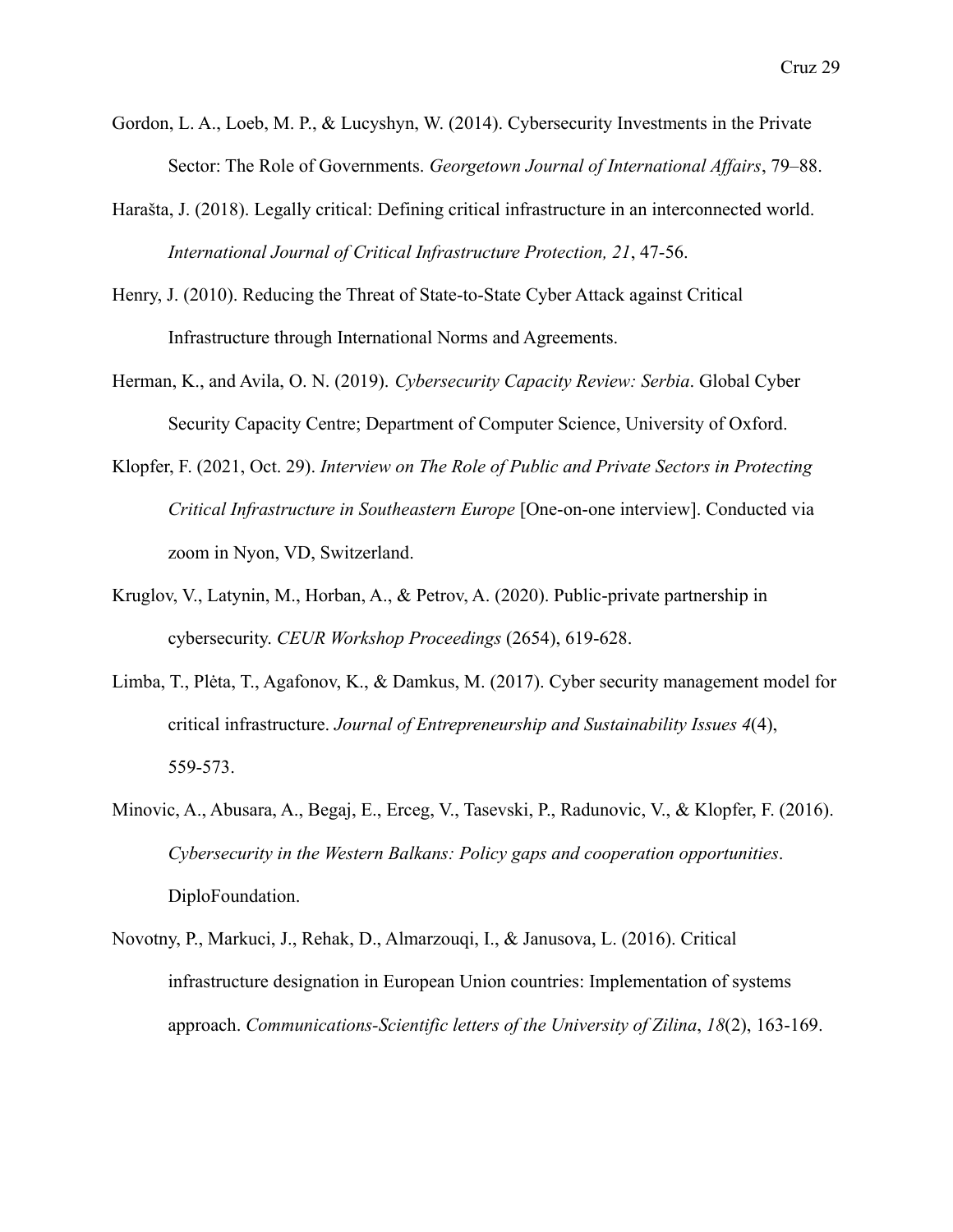Gordon, L. A., Loeb, M. P., & Lucyshyn, W. (2014). Cybersecurity Investments in the Private Sector: The Role of Governments. *Georgetown Journal of International Affairs*, 79–88.

Harašta, J. (2018). Legally critical: Defining critical infrastructure in an interconnected world. *International Journal of Critical Infrastructure Protection, 21*, 47-56.

Henry, J. (2010). Reducing the Threat of State-to-State Cyber Attack against Critical Infrastructure through International Norms and Agreements.

Herman, K., and Avila, O. N. (2019). *Cybersecurity Capacity Review: Serbia*. Global Cyber Security Capacity Centre; Department of Computer Science, University of Oxford.

Klopfer, F. (2021, Oct. 29). *Interview on The Role of Public and Private Sectors in Protecting Critical Infrastructure in Southeastern Europe* [One-on-one interview]. Conducted via zoom in Nyon, VD, Switzerland.

Kruglov, V., Latynin, M., Horban, A., & Petrov, A. (2020). Public-private partnership in cybersecurity. *CEUR Workshop Proceedings* (2654), 619-628.

Limba, T., Plėta, T., Agafonov, K., & Damkus, M. (2017). Cyber security management model for critical infrastructure. *Journal of Entrepreneurship and Sustainability Issues 4*(4), 559-573.

Minovic, A., Abusara, A., Begaj, E., Erceg, V., Tasevski, P., Radunovic, V., & Klopfer, F. (2016). *Cybersecurity in the Western Balkans: Policy gaps and cooperation opportunities*. DiploFoundation.

Novotny, P., Markuci, J., Rehak, D., Almarzouqi, I., & Janusova, L. (2016). Critical infrastructure designation in European Union countries: Implementation of systems approach. *Communications-Scientific letters of the University of Zilina*, *18*(2), 163-169.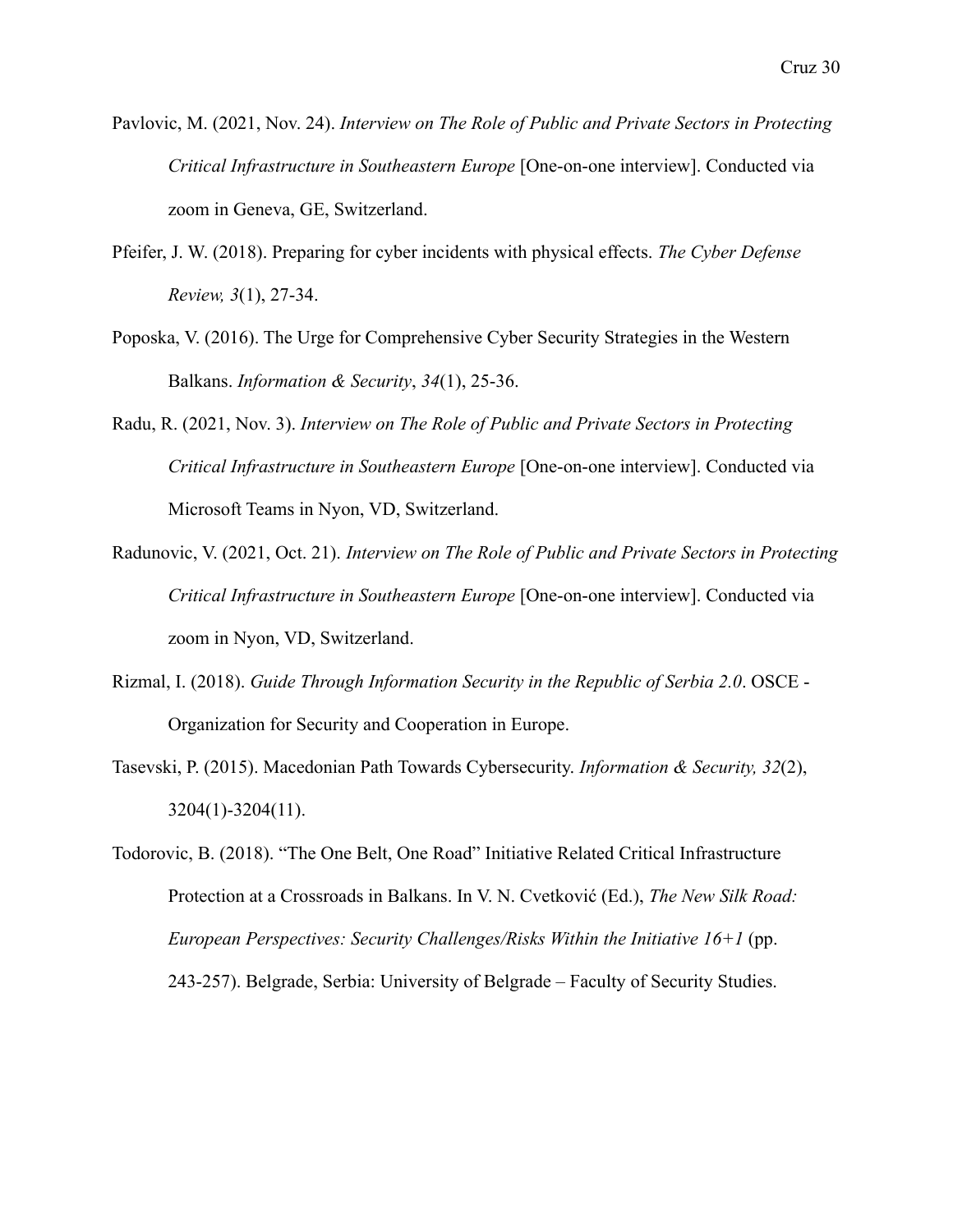Pavlovic, M. (2021, Nov. 24). *Interview on The Role of Public and Private Sectors in Protecting Critical Infrastructure in Southeastern Europe* [One-on-one interview]. Conducted via zoom in Geneva, GE, Switzerland.

Pfeifer, J. W. (2018). Preparing for cyber incidents with physical effects. *The Cyber Defense Review, 3*(1), 27-34.

Poposka, V. (2016). The Urge for Comprehensive Cyber Security Strategies in the Western Balkans. *Information & Security*, *34*(1), 25-36.

Radu, R. (2021, Nov. 3). *Interview on The Role of Public and Private Sectors in Protecting Critical Infrastructure in Southeastern Europe* [One-on-one interview]. Conducted via Microsoft Teams in Nyon, VD, Switzerland.

Radunovic, V. (2021, Oct. 21). *Interview on The Role of Public and Private Sectors in Protecting Critical Infrastructure in Southeastern Europe* [One-on-one interview]. Conducted via zoom in Nyon, VD, Switzerland.

Rizmal, I. (2018). *Guide Through Information Security in the Republic of Serbia 2.0*. OSCE - Organization for Security and Cooperation in Europe.

Tasevski, P. (2015). Macedonian Path Towards Cybersecurity. *Information & Security, 32*(2), 3204(1)-3204(11).

Todorovic, B. (2018). "The One Belt, One Road" Initiative Related Critical Infrastructure Protection at a Crossroads in Balkans. In V. N. Cvetković (Ed.), *The New Silk Road: European Perspectives: Security Challenges/Risks Within the Initiative 16+1* (pp. 243-257). Belgrade, Serbia: University of Belgrade – Faculty of Security Studies.